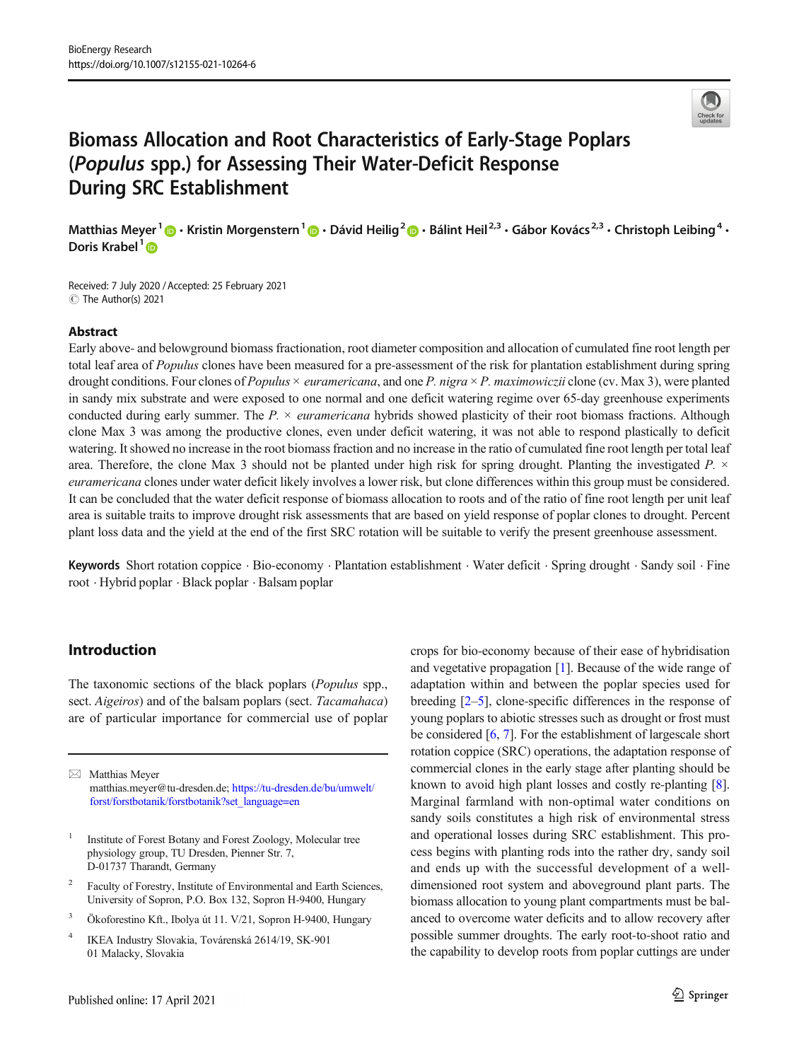# Biomass Allocation and Root Characteristics of Early-Stage Poplars (*Populus* spp.) for Assessing Their Water-Deficit Response During SRC Establishment

**Matthias Meyer**[1] · **Kristin Morgenstern**[1] · **Dávid Heilig**[2] · **Bálint Heil**[2,3] · **Gábor Kovács**[2,3] · **Christoph Leibing**[4] · **Doris Krabel**[1]

Received: 7 July 2020 / Accepted: 25 February 2021
© The Author(s) 2021

## Abstract

Early above- and belowground biomass fractionation, root diameter composition and allocation of cumulated fine root length per total leaf area of *Populus* clones have been measured for a pre-assessment of the risk for plantation establishment during spring drought conditions. Four clones of *Populus* × *euramericana*, and one *P. nigra* × *P. maximowiczii* clone (cv. Max 3), were planted in sandy mix substrate and were exposed to one normal and one deficit watering regime over 65-day greenhouse experiments conducted during early summer. The *P.* × *euramericana* hybrids showed plasticity of their root biomass fractions. Although clone Max 3 was among the productive clones, even under deficit watering, it was not able to respond plastically to deficit watering. It showed no increase in the root biomass fraction and no increase in the ratio of cumulated fine root length per total leaf area. Therefore, the clone Max 3 should not be planted under high risk for spring drought. Planting the investigated *P.* × *euramericana* clones under water deficit likely involves a lower risk, but clone differences within this group must be considered. It can be concluded that the water deficit response of biomass allocation to roots and of the ratio of fine root length per unit leaf area is suitable traits to improve drought risk assessments that are based on yield response of poplar clones to drought. Percent plant loss data and the yield at the end of the first SRC rotation will be suitable to verify the present greenhouse assessment.

**Keywords** Short rotation coppice · Bio-economy · Plantation establishment · Water deficit · Spring drought · Sandy soil · Fine root · Hybrid poplar · Black poplar · Balsam poplar

## Introduction

The taxonomic sections of the black poplars (*Populus* spp., sect. *Aigeiros*) and of the balsam poplars (sect. *Tacamahaca*) are of particular importance for commercial use of poplar crops for bio-economy because of their ease of hybridisation and vegetative propagation [1]. Because of the wide range of adaptation within and between the poplar species used for breeding [2–5], clone-specific differences in the response of young poplars to abiotic stresses such as drought or frost must be considered [6, 7]. For the establishment of largescale short rotation coppice (SRC) operations, the adaptation response of commercial clones in the early stage after planting should be known to avoid high plant losses and costly re-planting [8]. Marginal farmland with non-optimal water conditions on sandy soils constitutes a high risk of environmental stress and operational losses during SRC establishment. This process begins with planting rods into the rather dry, sandy soil and ends up with the successful development of a well-dimensioned root system and aboveground plant parts. The biomass allocation to young plant compartments must be balanced to overcome water deficits and to allow recovery after possible summer droughts. The early root-to-shoot ratio and the capability to develop roots from poplar cuttings are under

---

✉ Matthias Meyer
matthias.meyer@tu-dresden.de; https://tu-dresden.de/bu/umwelt/forst/forstbotanik/forstbotanik?set_language=en

[1] Institute of Forest Botany and Forest Zoology, Molecular tree physiology group, TU Dresden, Pienner Str. 7, D-01737 Tharandt, Germany

[2] Faculty of Forestry, Institute of Environmental and Earth Sciences, University of Sopron, P.O. Box 132, Sopron H-9400, Hungary

[3] Ökoforestino Kft., Ibolya út 11. V/21, Sopron H-9400, Hungary

[4] IKEA Industry Slovakia, Továrenská 2614/19, SK-901 01 Malacky, Slovakia

Published online: 17 April 2021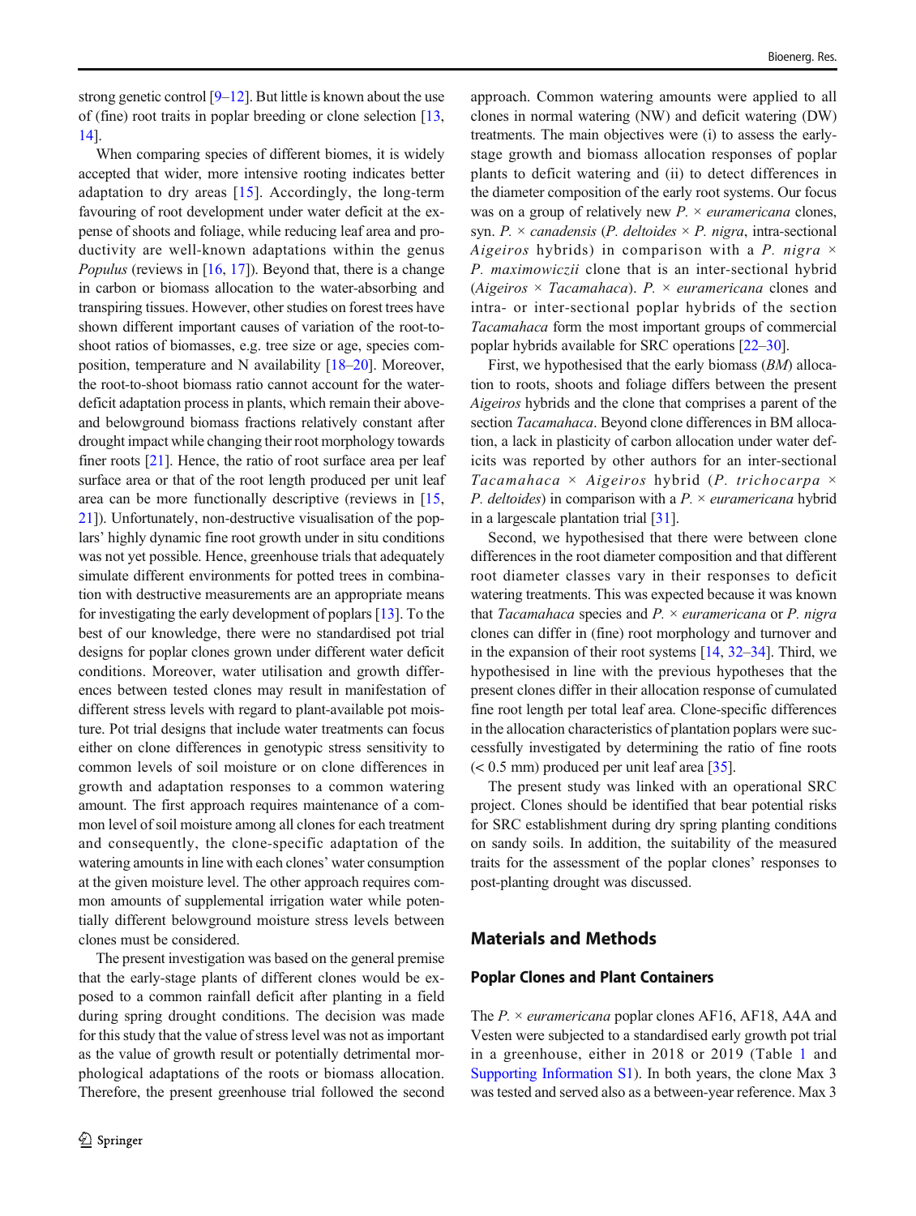strong genetic control [9–12]. But little is known about the use of (fine) root traits in poplar breeding or clone selection [13, 14].

When comparing species of different biomes, it is widely accepted that wider, more intensive rooting indicates better adaptation to dry areas [15]. Accordingly, the long-term favouring of root development under water deficit at the expense of shoots and foliage, while reducing leaf area and productivity are well-known adaptations within the genus *Populus* (reviews in [16, 17]). Beyond that, there is a change in carbon or biomass allocation to the water-absorbing and transpiring tissues. However, other studies on forest trees have shown different important causes of variation of the root-to-shoot ratios of biomasses, e.g. tree size or age, species composition, temperature and N availability [18–20]. Moreover, the root-to-shoot biomass ratio cannot account for the water-deficit adaptation process in plants, which remain their above- and belowground biomass fractions relatively constant after drought impact while changing their root morphology towards finer roots [21]. Hence, the ratio of root surface area per leaf surface area or that of the root length produced per unit leaf area can be more functionally descriptive (reviews in [15, 21]). Unfortunately, non-destructive visualisation of the poplars' highly dynamic fine root growth under in situ conditions was not yet possible. Hence, greenhouse trials that adequately simulate different environments for potted trees in combination with destructive measurements are an appropriate means for investigating the early development of poplars [13]. To the best of our knowledge, there were no standardised pot trial designs for poplar clones grown under different water deficit conditions. Moreover, water utilisation and growth differences between tested clones may result in manifestation of different stress levels with regard to plant-available pot moisture. Pot trial designs that include water treatments can focus either on clone differences in genotypic stress sensitivity to common levels of soil moisture or on clone differences in growth and adaptation responses to a common watering amount. The first approach requires maintenance of a common level of soil moisture among all clones for each treatment and consequently, the clone-specific adaptation of the watering amounts in line with each clones' water consumption at the given moisture level. The other approach requires common amounts of supplemental irrigation water while potentially different belowground moisture stress levels between clones must be considered.

The present investigation was based on the general premise that the early-stage plants of different clones would be exposed to a common rainfall deficit after planting in a field during spring drought conditions. The decision was made for this study that the value of stress level was not as important as the value of growth result or potentially detrimental morphological adaptations of the roots or biomass allocation. Therefore, the present greenhouse trial followed the second approach. Common watering amounts were applied to all clones in normal watering (NW) and deficit watering (DW) treatments. The main objectives were (i) to assess the early-stage growth and biomass allocation responses of poplar plants to deficit watering and (ii) to detect differences in the diameter composition of the early root systems. Our focus was on a group of relatively new *P.* × *euramericana* clones, syn. *P.* × *canadensis* (*P. deltoides* × *P. nigra*, intra-sectional *Aigeiros* hybrids) in comparison with a *P. nigra* × *P. maximowiczii* clone that is an inter-sectional hybrid (*Aigeiros* × *Tacamahaca*). *P.* × *euramericana* clones and intra- or inter-sectional poplar hybrids of the section *Tacamahaca* form the most important groups of commercial poplar hybrids available for SRC operations [22–30].

First, we hypothesised that the early biomass (*BM*) allocation to roots, shoots and foliage differs between the present *Aigeiros* hybrids and the clone that comprises a parent of the section *Tacamahaca*. Beyond clone differences in BM allocation, a lack in plasticity of carbon allocation under water deficits was reported by other authors for an inter-sectional *Tacamahaca* × *Aigeiros* hybrid (*P. trichocarpa* × *P. deltoides*) in comparison with a *P.* × *euramericana* hybrid in a largescale plantation trial [31].

Second, we hypothesised that there were between clone differences in the root diameter composition and that different root diameter classes vary in their responses to deficit watering treatments. This was expected because it was known that *Tacamahaca* species and *P.* × *euramericana* or *P. nigra* clones can differ in (fine) root morphology and turnover and in the expansion of their root systems [14, 32–34]. Third, we hypothesised in line with the previous hypotheses that the present clones differ in their allocation response of cumulated fine root length per total leaf area. Clone-specific differences in the allocation characteristics of plantation poplars were successfully investigated by determining the ratio of fine roots (< 0.5 mm) produced per unit leaf area [35].

The present study was linked with an operational SRC project. Clones should be identified that bear potential risks for SRC establishment during dry spring planting conditions on sandy soils. In addition, the suitability of the measured traits for the assessment of the poplar clones' responses to post-planting drought was discussed.

## Materials and Methods

### Poplar Clones and Plant Containers

The *P.* × *euramericana* poplar clones AF16, AF18, A4A and Vesten were subjected to a standardised early growth pot trial in a greenhouse, either in 2018 or 2019 (Table 1 and Supporting Information S1). In both years, the clone Max 3 was tested and served also as a between-year reference. Max 3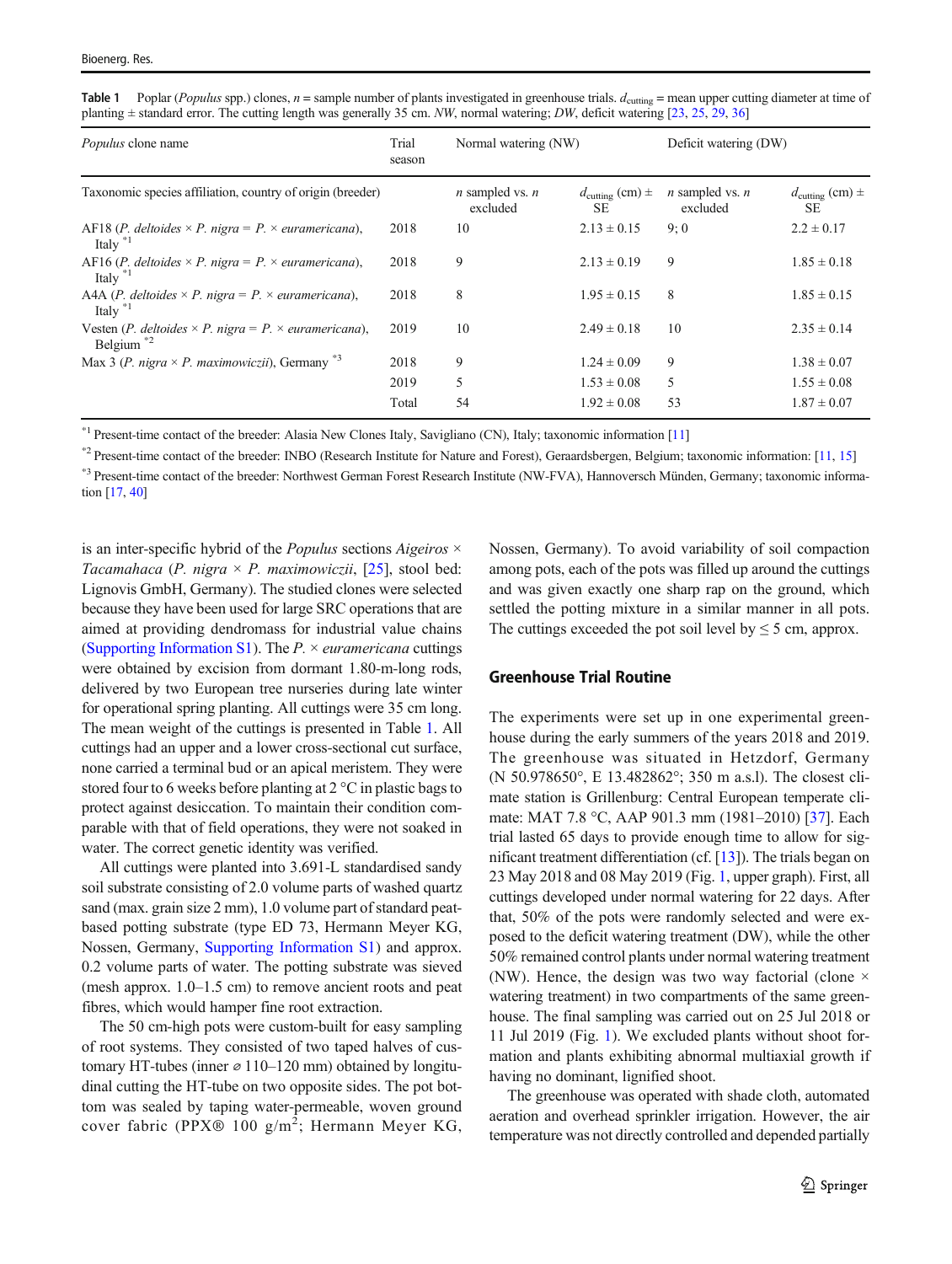**Table 1** Poplar (*Populus* spp.) clones, *n* = sample number of plants investigated in greenhouse trials. $d_{cutting}$ = mean upper cutting diameter at time of planting ± standard error. The cutting length was generally 35 cm. *NW*, normal watering; *DW*, deficit watering [23, 25, 29, 36]

| *Populus* clone name | Trial season | Normal watering (NW) | | Deficit watering (DW) | |
|---|---|---|---|---|---|
| Taxonomic species affiliation, country of origin (breeder) | | *n* sampled vs. *n* excluded | $d_{cutting}$ (cm) ± SE | *n* sampled vs. *n* excluded | $d_{cutting}$ (cm) ± SE |
| AF18 (*P. deltoides* × *P. nigra* = *P.* × *euramericana*), Italy [*1] | 2018 | 10 | 2.13 ± 0.15 | 9; 0 | 2.2 ± 0.17 |
| AF16 (*P. deltoides* × *P. nigra* = *P.* × *euramericana*), Italy [*1] | 2018 | 9 | 2.13 ± 0.19 | 9 | 1.85 ± 0.18 |
| A4A (*P. deltoides* × *P. nigra* = *P.* × *euramericana*), Italy [*1] | 2018 | 8 | 1.95 ± 0.15 | 8 | 1.85 ± 0.15 |
| Vesten (*P. deltoides* × *P. nigra* = *P.* × *euramericana*), Belgium [*2] | 2019 | 10 | 2.49 ± 0.18 | 10 | 2.35 ± 0.14 |
| Max 3 (*P. nigra* × *P. maximowiczii*), Germany [*3] | 2018 | 9 | 1.24 ± 0.09 | 9 | 1.38 ± 0.07 |
| | 2019 | 5 | 1.53 ± 0.08 | 5 | 1.55 ± 0.08 |
| | Total | 54 | 1.92 ± 0.08 | 53 | 1.87 ± 0.07 |

[*1] Present-time contact of the breeder: Alasia New Clones Italy, Savigliano (CN), Italy; taxonomic information [11]

[*2] Present-time contact of the breeder: INBO (Research Institute for Nature and Forest), Geraardsbergen, Belgium; taxonomic information: [11, 15]

[*3] Present-time contact of the breeder: Northwest German Forest Research Institute (NW-FVA), Hannoversch Münden, Germany; taxonomic information [17, 40]

is an inter-specific hybrid of the *Populus* sections *Aigeiros* × *Tacamahaca* (*P. nigra* × *P. maximowiczii*, [25], stool bed: Lignovis GmbH, Germany). The studied clones were selected because they have been used for large SRC operations that are aimed at providing dendromass for industrial value chains (Supporting Information S1). The *P.* × *euramericana* cuttings were obtained by excision from dormant 1.80-m-long rods, delivered by two European tree nurseries during late winter for operational spring planting. All cuttings were 35 cm long. The mean weight of the cuttings is presented in Table 1. All cuttings had an upper and a lower cross-sectional cut surface, none carried a terminal bud or an apical meristem. They were stored four to 6 weeks before planting at 2 °C in plastic bags to protect against desiccation. To maintain their condition comparable with that of field operations, they were not soaked in water. The correct genetic identity was verified.

All cuttings were planted into 3.691-L standardised sandy soil substrate consisting of 2.0 volume parts of washed quartz sand (max. grain size 2 mm), 1.0 volume part of standard peat-based potting substrate (type ED 73, Hermann Meyer KG, Nossen, Germany, Supporting Information S1) and approx. 0.2 volume parts of water. The potting substrate was sieved (mesh approx. 1.0–1.5 cm) to remove ancient roots and peat fibres, which would hamper fine root extraction.

The 50 cm-high pots were custom-built for easy sampling of root systems. They consisted of two taped halves of customary HT-tubes (inner ⌀ 110–120 mm) obtained by longitudinal cutting the HT-tube on two opposite sides. The pot bottom was sealed by taping water-permeable, woven ground cover fabric (PPX® 100 g/m$^2$; Hermann Meyer KG, Nossen, Germany). To avoid variability of soil compaction among pots, each of the pots was filled up around the cuttings and was given exactly one sharp rap on the ground, which settled the potting mixture in a similar manner in all pots. The cuttings exceeded the pot soil level by ≤ 5 cm, approx.

## Greenhouse Trial Routine

The experiments were set up in one experimental greenhouse during the early summers of the years 2018 and 2019. The greenhouse was situated in Hetzdorf, Germany (N 50.978650°, E 13.482862°; 350 m a.s.l). The closest climate station is Grillenburg: Central European temperate climate: MAT 7.8 °C, AAP 901.3 mm (1981–2010) [37]. Each trial lasted 65 days to provide enough time to allow for significant treatment differentiation (cf. [13]). The trials began on 23 May 2018 and 08 May 2019 (Fig. 1, upper graph). First, all cuttings developed under normal watering for 22 days. After that, 50% of the pots were randomly selected and were exposed to the deficit watering treatment (DW), while the other 50% remained control plants under normal watering treatment (NW). Hence, the design was two way factorial (clone × watering treatment) in two compartments of the same greenhouse. The final sampling was carried out on 25 Jul 2018 or 11 Jul 2019 (Fig. 1). We excluded plants without shoot formation and plants exhibiting abnormal multiaxial growth if having no dominant, lignified shoot.

The greenhouse was operated with shade cloth, automated aeration and overhead sprinkler irrigation. However, the air temperature was not directly controlled and depended partially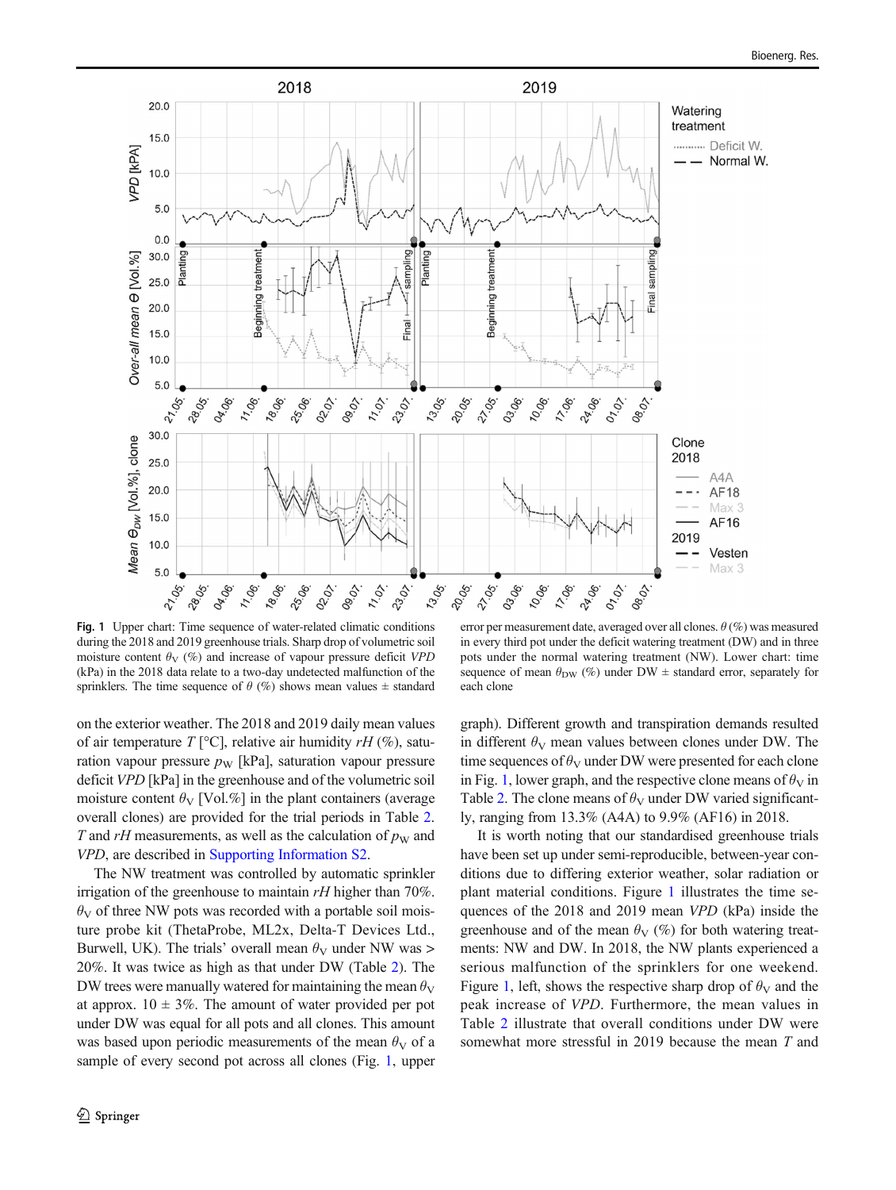**Fig. 1** Upper chart: Time sequence of water-related climatic conditions during the 2018 and 2019 greenhouse trials. Sharp drop of volumetric soil moisture content $\theta_V$ (%) and increase of vapour pressure deficit *VPD* (kPa) in the 2018 data relate to a two-day undetected malfunction of the sprinklers. The time sequence of $\theta$ (%) shows mean values ± standard error per measurement date, averaged over all clones. $\theta$ (%) was measured in every third pot under the deficit watering treatment (DW) and in three pots under the normal watering treatment (NW). Lower chart: time sequence of mean $\theta_{DW}$ (%) under DW ± standard error, separately for each clone

on the exterior weather. The 2018 and 2019 daily mean values of air temperature *T* [°C], relative air humidity *rH* (%), saturation vapour pressure $p_W$ [kPa], saturation vapour pressure deficit *VPD* [kPa] in the greenhouse and of the volumetric soil moisture content $\theta_V$ [Vol.%] in the plant containers (average overall clones) are provided for the trial periods in Table 2. *T* and *rH* measurements, as well as the calculation of $p_W$ and *VPD*, are described in Supporting Information S2.

The NW treatment was controlled by automatic sprinkler irrigation of the greenhouse to maintain *rH* higher than 70%. $\theta_V$ of three NW pots was recorded with a portable soil moisture probe kit (ThetaProbe, ML2x, Delta-T Devices Ltd., Burwell, UK). The trials' overall mean $\theta_V$ under NW was > 20%. It was twice as high as that under DW (Table 2). The DW trees were manually watered for maintaining the mean $\theta_V$ at approx. 10 ± 3%. The amount of water provided per pot under DW was equal for all pots and all clones. This amount was based upon periodic measurements of the mean $\theta_V$ of a sample of every second pot across all clones (Fig. 1, upper graph). Different growth and transpiration demands resulted in different $\theta_V$ mean values between clones under DW. The time sequences of $\theta_V$ under DW were presented for each clone in Fig. 1, lower graph, and the respective clone means of $\theta_V$ in Table 2. The clone means of $\theta_V$ under DW varied significantly, ranging from 13.3% (A4A) to 9.9% (AF16) in 2018.

It is worth noting that our standardised greenhouse trials have been set up under semi-reproducible, between-year conditions due to differing exterior weather, solar radiation or plant material conditions. Figure 1 illustrates the time sequences of the 2018 and 2019 mean *VPD* (kPa) inside the greenhouse and of the mean $\theta_V$ (%) for both watering treatments: NW and DW. In 2018, the NW plants experienced a serious malfunction of the sprinklers for one weekend. Figure 1, left, shows the respective sharp drop of $\theta_V$ and the peak increase of *VPD*. Furthermore, the mean values in Table 2 illustrate that overall conditions under DW were somewhat more stressful in 2019 because the mean *T* and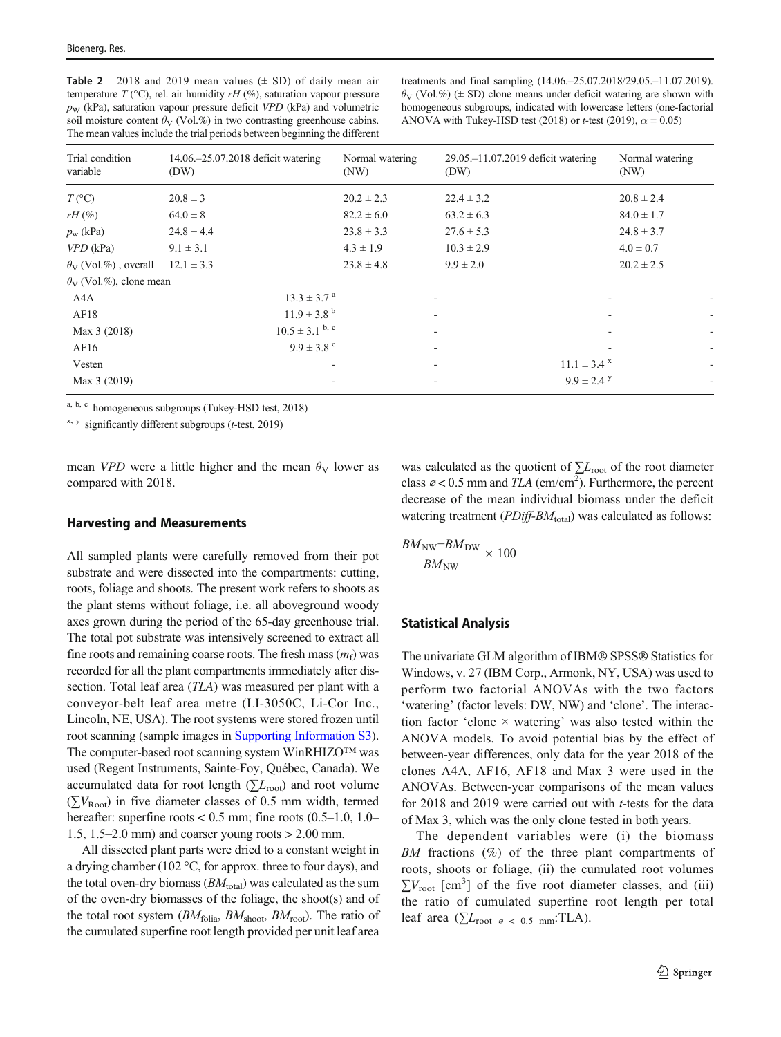**Table 2** 2018 and 2019 mean values (± SD) of daily mean air temperature $T$ (°C), rel. air humidity $rH$ (%), saturation vapour pressure $p_W$ (kPa), saturation vapour pressure deficit $VPD$ (kPa) and volumetric soil moisture content $\theta_V$ (Vol.%) in two contrasting greenhouse cabins. The mean values include the trial periods between beginning the different treatments and final sampling (14.06.–25.07.2018/29.05.–11.07.2019). $\theta_V$ (Vol.%) (± SD) clone means under deficit watering are shown with homogeneous subgroups, indicated with lowercase letters (one-factorial ANOVA with Tukey-HSD test (2018) or $t$-test (2019), $\alpha = 0.05$)

| Trial condition variable | 14.06.–25.07.2018 deficit watering (DW) | Normal watering (NW) | 29.05.–11.07.2019 deficit watering (DW) | Normal watering (NW) |
|---|---|---|---|---|
| $T$ (°C) | 20.8 ± 3 | 20.2 ± 2.3 | 22.4 ± 3.2 | 20.8 ± 2.4 |
| $rH$ (%) | 64.0 ± 8 | 82.2 ± 6.0 | 63.2 ± 6.3 | 84.0 ± 1.7 |
| $p_w$ (kPa) | 24.8 ± 4.4 | 23.8 ± 3.3 | 27.6 ± 5.3 | 24.8 ± 3.7 |
| $VPD$ (kPa) | 9.1 ± 3.1 | 4.3 ± 1.9 | 10.3 ± 2.9 | 4.0 ± 0.7 |
| $\theta_V$ (Vol.%) , overall | 12.1 ± 3.3 | 23.8 ± 4.8 | 9.9 ± 2.0 | 20.2 ± 2.5 |
| $\theta_V$ (Vol.%), clone mean | | | | |
| A4A | 13.3 ± 3.7 [a] | - | - | - |
| AF18 | 11.9 ± 3.8 [b] | - | - | - |
| Max 3 (2018) | 10.5 ± 3.1 [b, c] | - | - | - |
| AF16 | 9.9 ± 3.8 [c] | - | - | - |
| Vesten | - | - | 11.1 ± 3.4 [x] | - |
| Max 3 (2019) | - | - | 9.9 ± 2.4 [y] | - |

[a, b, c] homogeneous subgroups (Tukey-HSD test, 2018)

[x, y] significantly different subgroups ($t$-test, 2019)

mean $VPD$ were a little higher and the mean $\theta_V$ lower as compared with 2018.

### Harvesting and Measurements

All sampled plants were carefully removed from their pot substrate and were dissected into the compartments: cutting, roots, foliage and shoots. The present work refers to shoots as the plant stems without foliage, i.e. all aboveground woody axes grown during the period of the 65-day greenhouse trial. The total pot substrate was intensively screened to extract all fine roots and remaining coarse roots. The fresh mass ($m_f$) was recorded for all the plant compartments immediately after dissection. Total leaf area ($TLA$) was measured per plant with a conveyor-belt leaf area metre (LI-3050C, Li-Cor Inc., Lincoln, NE, USA). The root systems were stored frozen until root scanning (sample images in Supporting Information S3). The computer-based root scanning system WinRHIZO™ was used (Regent Instruments, Sainte-Foy, Québec, Canada). We accumulated data for root length ($\sum L_{\mathrm{root}}$) and root volume ($\sum V_{\mathrm{Root}}$) in five diameter classes of 0.5 mm width, termed hereafter: superfine roots < 0.5 mm; fine roots (0.5–1.0, 1.0–1.5, 1.5–2.0 mm) and coarser young roots > 2.00 mm.

All dissected plant parts were dried to a constant weight in a drying chamber (102 °C, for approx. three to four days), and the total oven-dry biomass ($BM_{\mathrm{total}}$) was calculated as the sum of the oven-dry biomasses of the foliage, the shoot(s) and of the total root system ($BM_{\mathrm{folia}}$, $BM_{\mathrm{shoot}}$, $BM_{\mathrm{root}}$). The ratio of the cumulated superfine root length provided per unit leaf area was calculated as the quotient of $\sum L_{\mathrm{root}}$ of the root diameter class $\varnothing < 0.5$ mm and $TLA$ (cm/cm$^2$). Furthermore, the percent decrease of the mean individual biomass under the deficit watering treatment ($PDiff\text{-}BM_{\mathrm{total}}$) was calculated as follows:

$$\frac{BM_{\mathrm{NW}} - BM_{\mathrm{DW}}}{BM_{\mathrm{NW}}} \times 100$$

### Statistical Analysis

The univariate GLM algorithm of IBM® SPSS® Statistics for Windows, v. 27 (IBM Corp., Armonk, NY, USA) was used to perform two factorial ANOVAs with the two factors 'watering' (factor levels: DW, NW) and 'clone'. The interaction factor 'clone × watering' was also tested within the ANOVA models. To avoid potential bias by the effect of between-year differences, only data for the year 2018 of the clones A4A, AF16, AF18 and Max 3 were used in the ANOVAs. Between-year comparisons of the mean values for 2018 and 2019 were carried out with $t$-tests for the data of Max 3, which was the only clone tested in both years.

The dependent variables were (i) the biomass $BM$ fractions (%) of the three plant compartments of roots, shoots or foliage, (ii) the cumulated root volumes $\sum V_{\mathrm{root}}$ [cm$^3$] of the five root diameter classes, and (iii) the ratio of cumulated superfine root length per total leaf area ($\sum L_{\mathrm{root}\ \varnothing\ <\ 0.5\ \mathrm{mm}}$:TLA).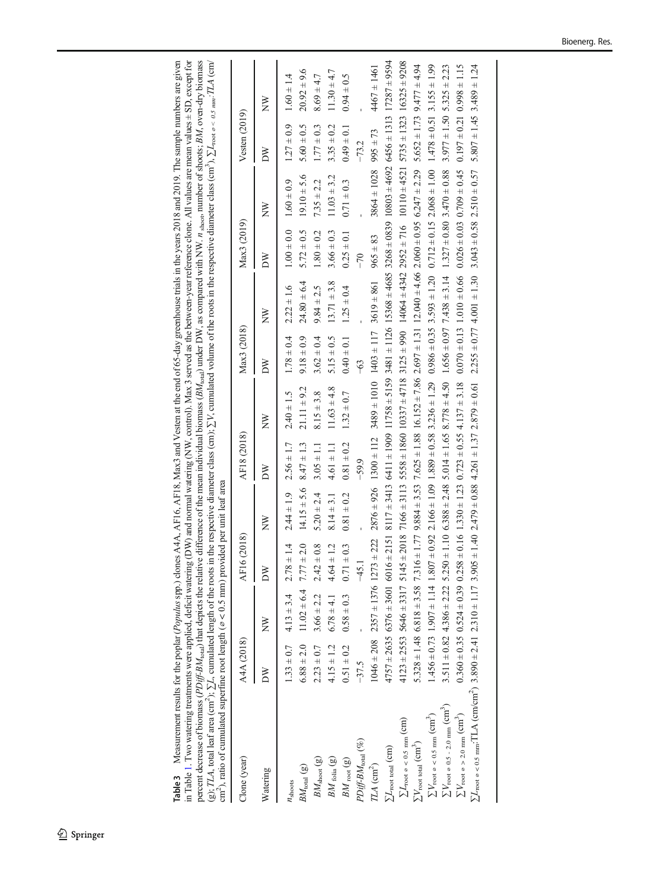**Table 3** Measurement results for the poplar (*Populus* spp.) clones A4A, AF16, AF18, Max3 and Vesten at the end of 65-day greenhouse trials in the years 2018 and 2019. The sample numbers are given in Table 1. Two watering treatments were applied, deficit watering (DW) and normal watering (NW, control). Max 3 served as the between-year reference clone. All values are mean values ± SD, except for percent decrease of biomass ($PDiff\text{-}BM_{total}$) that depicts the relative difference of the mean individual biomass ($BM_{total}$) under DW, as compared with NW. $n_{shoot}$, number of shoots; *BM*, oven-dry biomass (g); *TLA*, total leaf area (cm$^2$); $\sum L$, cumulated length of the roots in the respective diameter class (cm); $\sum V$, cumulated volume of the roots in the respective diameter class (cm$^3$), $\sum L_{root\ \varnothing < 0.5\ mm}$:*TLA* (cm/cm$^2$), ratio of cumulated superfine root length (⌀ < 0.5 mm) provided per unit leaf area

| Clone (year) | A4A (2018) | | AF16 (2018) | | AF18 (2018) | | Max3 (2018) | | Max3 (2019) | | Vesten (2019) | |
|---|---|---|---|---|---|---|---|---|---|---|---|---|
| Watering | DW | NW | DW | NW | DW | NW | DW | NW | DW | NW | DW | NW |
| $n_{shoots}$ | 1.33 ± 0.7 | 4.13 ± 3.4 | 2.78 ± 1.4 | 2.44 ± 1.9 | 2.56 ± 1.7 | 2.40 ± 1.5 | 1.78 ± 0.4 | 2.22 ± 1.6 | 1.00 ± 0.0 | 1.60 ± 0.9 | 1.27 ± 0.9 | 1.60 ± 1.4 |
| $BM_{total}$ (g) | 6.88 ± 2.0 | 11.02 ± 6.4 | 7.77 ± 2.0 | 14.15 ± 5.6 | 8.47 ± 1.3 | 21.11 ± 9.2 | 9.18 ± 0.9 | 24.80 ± 6.4 | 5.72 ± 0.5 | 19.10 ± 5.6 | 5.60 ± 0.5 | 20.92 ± 9.6 |
| $BM_{shoot}$ (g) | 2.23 ± 0.7 | 3.66 ± 2.2 | 2.42 ± 0.8 | 5.20 ± 2.4 | 3.05 ± 1.1 | 8.15 ± 3.8 | 3.62 ± 0.4 | 9.84 ± 2.5 | 1.80 ± 0.2 | 7.35 ± 2.2 | 1.77 ± 0.3 | 8.69 ± 4.7 |
| $BM_{folia}$ (g) | 4.15 ± 1.2 | 6.78 ± 4.1 | 4.64 ± 1.2 | 8.14 ± 3.1 | 4.61 ± 1.1 | 11.63 ± 4.8 | 5.15 ± 0.5 | 13.71 ± 3.8 | 3.66 ± 0.3 | 11.03 ± 3.2 | 3.35 ± 0.2 | 11.30 ± 4.7 |
| $BM_{root}$ (g) | 0.51 ± 0.2 | 0.58 ± 0.3 | 0.71 ± 0.3 | 0.81 ± 0.2 | 0.81 ± 0.2 | 1.32 ± 0.7 | 0.40 ± 0.1 | 1.25 ± 0.4 | 0.25 ± 0.1 | 0.71 ± 0.3 | 0.49 ± 0.1 | 0.94 ± 0.5 |
| $PDiff\text{-}BM_{total}$ (%) | −37.5 | - | −45.1 | - | −59.9 | - | −63 | - | −70 | - | −73.2 | - |
| *TLA* (cm$^2$) | 1046 ± 208 | 2357 ± 1376 | 1273 ± 222 | 2876 ± 926 | 1300 ± 112 | 3489 ± 1010 | 1403 ± 117 | 3619 ± 861 | 965 ± 83 | 3864 ± 1028 | 995 ± 73 | 4467 ± 1461 |
| $\sum L_{root\ total}$ (cm) | 4757 ± 2635 | 6376 ± 3601 | 6016 ± 2151 | 8117 ± 3413 | 6411 ± 1909 | 11758 ± 5159 | 3481 ± 1126 | 15368 ± 4685 | 3268 ± 0839 | 10803 ± 4692 | 6456 ± 1313 | 17287 ± 9594 |
| $\sum L_{root\ \varnothing < 0.5\ mm}$ (cm) | 4123 ± 2553 | 5646 ± 3317 | 5145 ± 2018 | 7166 ± 3113 | 5558 ± 1860 | 10337 ± 4718 | 3125 ± 990 | 14064 ± 4342 | 2952 ± 716 | 10110 ± 4521 | 5735 ± 1323 | 16325 ± 9208 |
| $\sum V_{root\ total}$ (cm$^3$) | 5.328 ± 1.48 | 6.818 ± 3.58 | 7.316 ± 1.77 | 9.884 ± 3.53 | 7.625 ± 1.88 | 16.152 ± 7.86 | 2.697 ± 1.31 | 12.040 ± 4.66 | 2.060 ± 0.95 | 6.247 ± 2.29 | 5.652 ± 1.73 | 9.477 ± 4.94 |
| $\sum V_{root\ \varnothing < 0.5\ mm}$ (cm$^3$) | 1.456 ± 0.73 | 1.907 ± 1.14 | 1.807 ± 0.92 | 2.166 ± 1.09 | 1.889 ± 0.58 | 3.236 ± 1.29 | 0.986 ± 0.35 | 3.593 ± 1.20 | 0.712 ± 0.15 | 2.068 ± 1.00 | 1.478 ± 0.51 | 3.155 ± 1.99 |
| $\sum V_{root\ \varnothing\ 0.5-2.0\ mm}$ (cm$^3$) | 3.511 ± 0.82 | 4.386 ± 2.22 | 5.250 ± 1.10 | 6.388 ± 2.48 | 5.014 ± 1.65 | 8.778 ± 4.50 | 1.656 ± 0.97 | 7.438 ± 3.14 | 1.327 ± 0.80 | 3.470 ± 0.88 | 3.977 ± 1.50 | 5.325 ± 2.23 |
| $\sum V_{root\ \varnothing > 2.0\ mm}$ (cm$^3$) | 0.360 ± 0.35 | 0.524 ± 0.39 | 0.258 ± 0.16 | 1.330 ± 1.23 | 0.723 ± 0.55 | 4.137 ± 3.18 | 0.070 ± 0.13 | 1.010 ± 0.66 | 0.026 ± 0.03 | 0.709 ± 0.45 | 0.197 ± 0.21 | 0.998 ± 1.15 |
| $\sum L_{root\ \varnothing < 0.5\ mm}$:TLA (cm/cm$^2$) | 3.890 ± 2.41 | 2.310 ± 1.17 | 3.905 ± 1.40 | 2.479 ± 0.88 | 4.261 ± 1.37 | 2.879 ± 0.61 | 2.255 ± 0.77 | 4.001 ± 1.30 | 3.043 ± 0.58 | 2.510 ± 0.57 | 5.807 ± 1.45 | 3.489 ± 1.24 |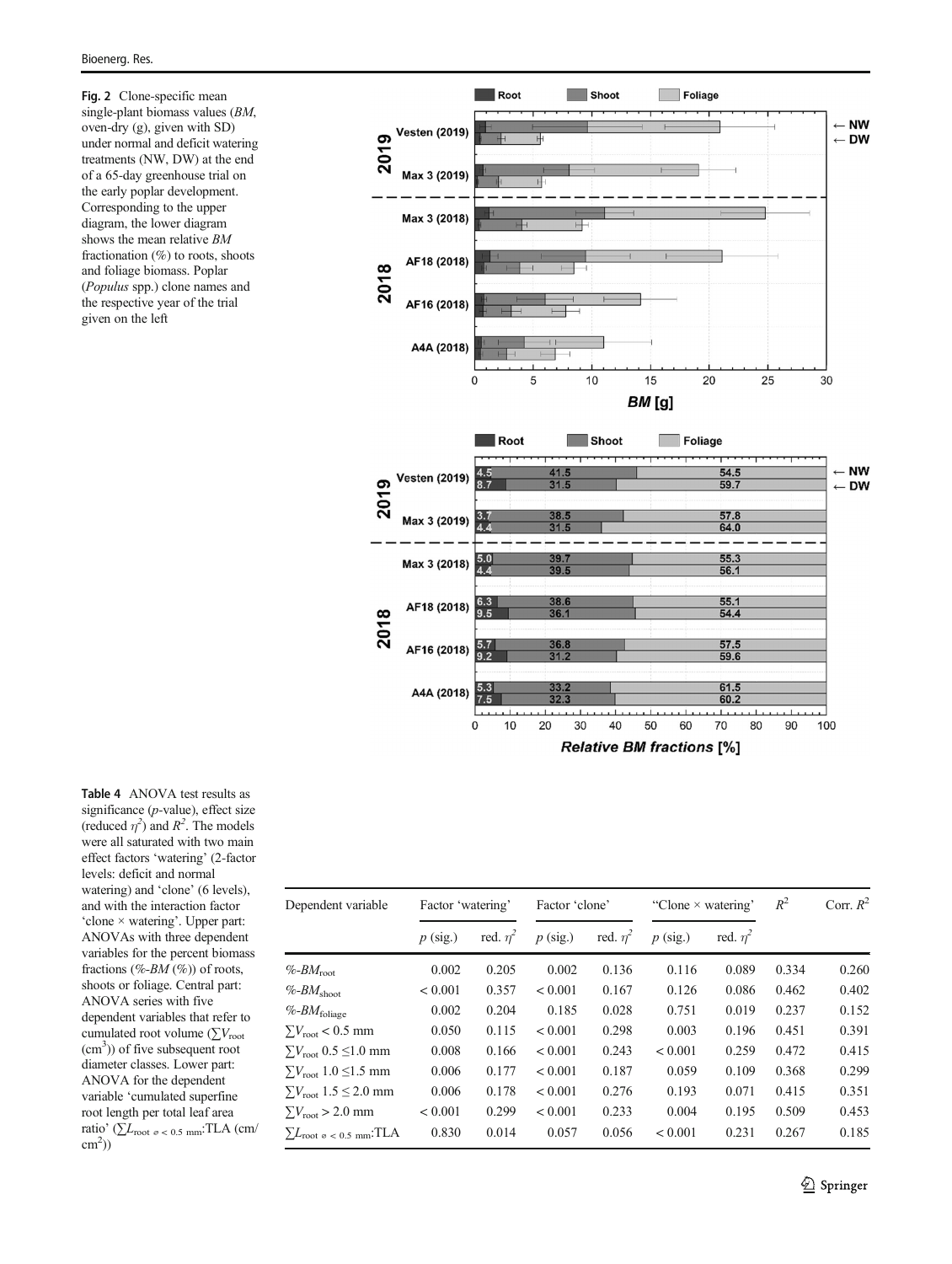**Fig. 2** Clone-specific mean single-plant biomass values (*BM*, oven-dry (g), given with SD) under normal and deficit watering treatments (NW, DW) at the end of a 65-day greenhouse trial on the early poplar development. Corresponding to the upper diagram, the lower diagram shows the mean relative *BM* fractionation (%) to roots, shoots and foliage biomass. Poplar (*Populus* spp.) clone names and the respective year of the trial given on the left

**Table 4** ANOVA test results as significance (*p*-value), effect size (reduced $\eta^2$) and $R^2$. The models were all saturated with two main effect factors 'watering' (2-factor levels: deficit and normal watering) and 'clone' (6 levels), and with the interaction factor 'clone × watering'. Upper part: ANOVAs with three dependent variables for the percent biomass fractions (%-*BM* (%)) of roots, shoots or foliage. Central part: ANOVA series with five dependent variables that refer to cumulated root volume ($\sum V_{root}$ ($cm^3$)) of five subsequent root diameter classes. Lower part: ANOVA for the dependent variable 'cumulated superfine root length per total leaf area ratio' ($\sum L_{root\ ⌀ < 0.5\ mm}$:TLA ($cm/cm^2$))

| Dependent variable | Factor 'watering' | | Factor 'clone' | | "Clone × watering' | | $R^2$ | Corr. $R^2$ |
|---|---|---|---|---|---|---|---|---|
| | $p$ (sig.) | red. $\eta^2$ | $p$ (sig.) | red. $\eta^2$ | $p$ (sig.) | red. $\eta^2$ | | |
| %-$BM_{root}$ | 0.002 | 0.205 | 0.002 | 0.136 | 0.116 | 0.089 | 0.334 | 0.260 |
| %-$BM_{shoot}$ | < 0.001 | 0.357 | < 0.001 | 0.167 | 0.126 | 0.086 | 0.462 | 0.402 |
| %-$BM_{foliage}$ | 0.002 | 0.204 | 0.185 | 0.028 | 0.751 | 0.019 | 0.237 | 0.152 |
| $\sum V_{root} < 0.5$ mm | 0.050 | 0.115 | < 0.001 | 0.298 | 0.003 | 0.196 | 0.451 | 0.391 |
| $\sum V_{root}$ 0.5 ≤1.0 mm | 0.008 | 0.166 | < 0.001 | 0.243 | < 0.001 | 0.259 | 0.472 | 0.415 |
| $\sum V_{root}$ 1.0 ≤1.5 mm | 0.006 | 0.177 | < 0.001 | 0.187 | 0.059 | 0.109 | 0.368 | 0.299 |
| $\sum V_{root}$ 1.5 ≤ 2.0 mm | 0.006 | 0.178 | < 0.001 | 0.276 | 0.193 | 0.071 | 0.415 | 0.351 |
| $\sum V_{root} > 2.0$ mm | < 0.001 | 0.299 | < 0.001 | 0.233 | 0.004 | 0.195 | 0.509 | 0.453 |
| $\sum L_{root\ ⌀ < 0.5\ mm}$:TLA | 0.830 | 0.014 | 0.057 | 0.056 | < 0.001 | 0.231 | 0.267 | 0.185 |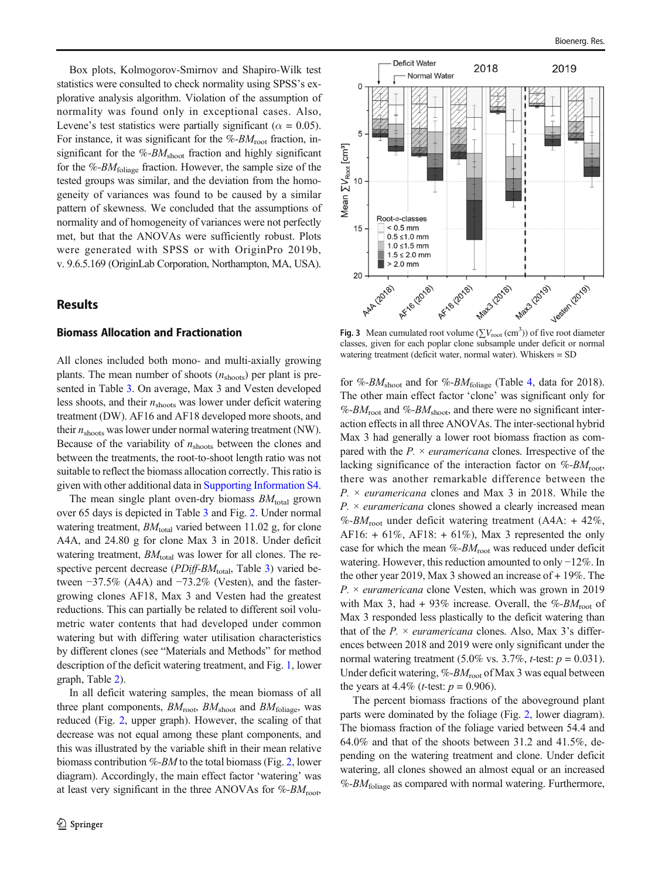Box plots, Kolmogorov-Smirnov and Shapiro-Wilk test statistics were consulted to check normality using SPSS's explorative analysis algorithm. Violation of the assumption of normality was found only in exceptional cases. Also, Levene's test statistics were partially significant ($\alpha = 0.05$). For instance, it was significant for the *%-BM*$_{root}$ fraction, insignificant for the *%-BM*$_{shoot}$ fraction and highly significant for the *%-BM*$_{foliage}$ fraction. However, the sample size of the tested groups was similar, and the deviation from the homogeneity of variances was found to be caused by a similar pattern of skewness. We concluded that the assumptions of normality and of homogeneity of variances were not perfectly met, but that the ANOVAs were sufficiently robust. Plots were generated with SPSS or with OriginPro 2019b, v. 9.6.5.169 (OriginLab Corporation, Northampton, MA, USA).

## Results

### Biomass Allocation and Fractionation

All clones included both mono- and multi-axially growing plants. The mean number of shoots ($n_{shoots}$) per plant is presented in Table 3. On average, Max 3 and Vesten developed less shoots, and their $n_{shoots}$ was lower under deficit watering treatment (DW). AF16 and AF18 developed more shoots, and their $n_{shoots}$ was lower under normal watering treatment (NW). Because of the variability of $n_{shoots}$ between the clones and between the treatments, the root-to-shoot length ratio was not suitable to reflect the biomass allocation correctly. This ratio is given with other additional data in Supporting Information S4.

The mean single plant oven-dry biomass $BM_{total}$ grown over 65 days is depicted in Table 3 and Fig. 2. Under normal watering treatment, $BM_{total}$ varied between 11.02 g, for clone A4A, and 24.80 g for clone Max 3 in 2018. Under deficit watering treatment, $BM_{total}$ was lower for all clones. The respective percent decrease (*PDiff-BM*$_{total}$, Table 3) varied between −37.5% (A4A) and −73.2% (Vesten), and the faster-growing clones AF18, Max 3 and Vesten had the greatest reductions. This can partially be related to different soil volumetric water contents that had developed under common watering but with differing water utilisation characteristics by different clones (see "Materials and Methods" for method description of the deficit watering treatment, and Fig. 1, lower graph, Table 2).

In all deficit watering samples, the mean biomass of all three plant components, $BM_{root}$, $BM_{shoot}$ and $BM_{foliage}$, was reduced (Fig. 2, upper graph). However, the scaling of that decrease was not equal among these plant components, and this was illustrated by the variable shift in their mean relative biomass contribution *%-BM* to the total biomass (Fig. 2, lower diagram). Accordingly, the main effect factor 'watering' was at least very significant in the three ANOVAs for *%-BM*$_{root}$, for *%-BM*$_{shoot}$ and for *%-BM*$_{foliage}$ (Table 4, data for 2018). The other main effect factor 'clone' was significant only for *%-BM*$_{root}$ and *%-BM*$_{shoot}$, and there were no significant interaction effects in all three ANOVAs. The inter-sectional hybrid Max 3 had generally a lower root biomass fraction as compared with the *P.* × *euramericana* clones. Irrespective of the lacking significance of the interaction factor on *%-BM*$_{root}$, there was another remarkable difference between the *P.* × *euramericana* clones and Max 3 in 2018. While the *P.* × *euramericana* clones showed a clearly increased mean *%-BM*$_{root}$ under deficit watering treatment (A4A: + 42%, AF16: + 61%, AF18: + 61%), Max 3 represented the only case for which the mean *%-BM*$_{root}$ was reduced under deficit watering. However, this reduction amounted to only −12%. In the other year 2019, Max 3 showed an increase of + 19%. The *P.* × *euramericana* clone Vesten, which was grown in 2019 with Max 3, had + 93% increase. Overall, the *%-BM*$_{root}$ of Max 3 responded less plastically to the deficit watering than that of the *P.* × *euramericana* clones. Also, Max 3's differences between 2018 and 2019 were only significant under the normal watering treatment (5.0% vs. 3.7%, *t*-test: $p = 0.031$). Under deficit watering, *%-BM*$_{root}$ of Max 3 was equal between the years at 4.4% (*t*-test: $p = 0.906$).

The percent biomass fractions of the aboveground plant parts were dominated by the foliage (Fig. 2, lower diagram). The biomass fraction of the foliage varied between 54.4 and 64.0% and that of the shoots between 31.2 and 41.5%, depending on the watering treatment and clone. Under deficit watering, all clones showed an almost equal or an increased *%-BM*$_{foliage}$ as compared with normal watering. Furthermore,

**Fig. 3** Mean cumulated root volume ($\sum V_{root}$ (cm$^3$)) of five root diameter classes, given for each poplar clone subsample under deficit or normal watering treatment (deficit water, normal water). Whiskers = SD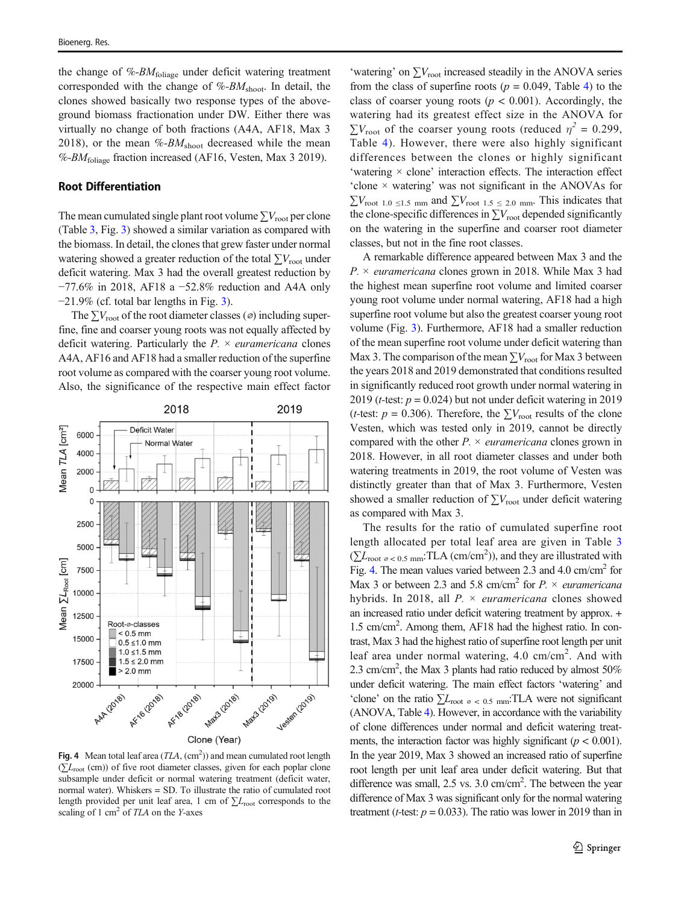the change of $\%\text{-}BM_{foliage}$ under deficit watering treatment corresponded with the change of $\%\text{-}BM_{shoot}$. In detail, the clones showed basically two response types of the aboveground biomass fractionation under DW. Either there was virtually no change of both fractions (A4A, AF18, Max 3 2018), or the mean $\%\text{-}BM_{shoot}$ decreased while the mean $\%\text{-}BM_{foliage}$ fraction increased (AF16, Vesten, Max 3 2019).

## Root Differentiation

The mean cumulated single plant root volume $\sum V_{root}$ per clone (Table 3, Fig. 3) showed a similar variation as compared with the biomass. In detail, the clones that grew faster under normal watering showed a greater reduction of the total $\sum V_{root}$ under deficit watering. Max 3 had the overall greatest reduction by −77.6% in 2018, AF18 a −52.8% reduction and A4A only −21.9% (cf. total bar lengths in Fig. 3).

The $\sum V_{root}$ of the root diameter classes (⌀) including superfine, fine and coarser young roots was not equally affected by deficit watering. Particularly the *P.* × *euramericana* clones A4A, AF16 and AF18 had a smaller reduction of the superfine root volume as compared with the coarser young root volume. Also, the significance of the respective main effect factor 'watering' on $\sum V_{root}$ increased steadily in the ANOVA series from the class of superfine roots ($p = 0.049$, Table 4) to the class of coarser young roots ($p < 0.001$). Accordingly, the watering had its greatest effect size in the ANOVA for $\sum V_{root}$ of the coarser young roots (reduced $\eta^2 = 0.299$, Table 4). However, there were also highly significant differences between the clones or highly significant 'watering × clone' interaction effects. The interaction effect 'clone × watering' was not significant in the ANOVAs for $\sum V_{root\ 1.0\ \leq 1.5\ mm}$ and $\sum V_{root\ 1.5\ \leq\ 2.0\ mm}$. This indicates that the clone-specific differences in $\sum V_{root}$ depended significantly on the watering in the superfine and coarser root diameter classes, but not in the fine root classes.

A remarkable difference appeared between Max 3 and the *P.* × *euramericana* clones grown in 2018. While Max 3 had the highest mean superfine root volume and limited coarser young root volume under normal watering, AF18 had a high superfine root volume but also the greatest coarser young root volume (Fig. 3). Furthermore, AF18 had a smaller reduction of the mean superfine root volume under deficit watering than Max 3. The comparison of the mean $\sum V_{root}$ for Max 3 between the years 2018 and 2019 demonstrated that conditions resulted in significantly reduced root growth under normal watering in 2019 (*t*-test: $p = 0.024$) but not under deficit watering in 2019 (*t*-test: $p = 0.306$). Therefore, the $\sum V_{root}$ results of the clone Vesten, which was tested only in 2019, cannot be directly compared with the other *P.* × *euramericana* clones grown in 2018. However, in all root diameter classes and under both watering treatments in 2019, the root volume of Vesten was distinctly greater than that of Max 3. Furthermore, Vesten showed a smaller reduction of $\sum V_{root}$ under deficit watering as compared with Max 3.

The results for the ratio of cumulated superfine root length allocated per total leaf area are given in Table 3 ($\sum L_{root\ ⌀\ <\ 0.5\ mm}$:TLA (cm/cm$^2$)), and they are illustrated with Fig. 4. The mean values varied between 2.3 and 4.0 cm/cm$^2$ for Max 3 or between 2.3 and 5.8 cm/cm$^2$ for *P.* × *euramericana* hybrids. In 2018, all *P.* × *euramericana* clones showed an increased ratio under deficit watering treatment by approx. + 1.5 cm/cm$^2$. Among them, AF18 had the highest ratio. In contrast, Max 3 had the highest ratio of superfine root length per unit leaf area under normal watering, 4.0 cm/cm$^2$. And with 2.3 cm/cm$^2$, the Max 3 plants had ratio reduced by almost 50% under deficit watering. The main effect factors 'watering' and 'clone' on the ratio $\sum L_{root\ ⌀\ <\ 0.5\ mm}$:TLA were not significant (ANOVA, Table 4). However, in accordance with the variability of clone differences under normal and deficit watering treatments, the interaction factor was highly significant ($p < 0.001$). In the year 2019, Max 3 showed an increased ratio of superfine root length per unit leaf area under deficit watering. But that difference was small, 2.5 vs. 3.0 cm/cm$^2$. The between the year difference of Max 3 was significant only for the normal watering treatment (*t*-test: $p = 0.033$). The ratio was lower in 2019 than in

**Fig. 4** Mean total leaf area (*TLA*, (cm$^2$)) and mean cumulated root length ($\sum L_{root}$ (cm)) of five root diameter classes, given for each poplar clone subsample under deficit or normal watering treatment (deficit water, normal water). Whiskers = SD. To illustrate the ratio of cumulated root length provided per unit leaf area, 1 cm of $\sum L_{root}$ corresponds to the scaling of 1 cm$^2$ of *TLA* on the *Y*-axes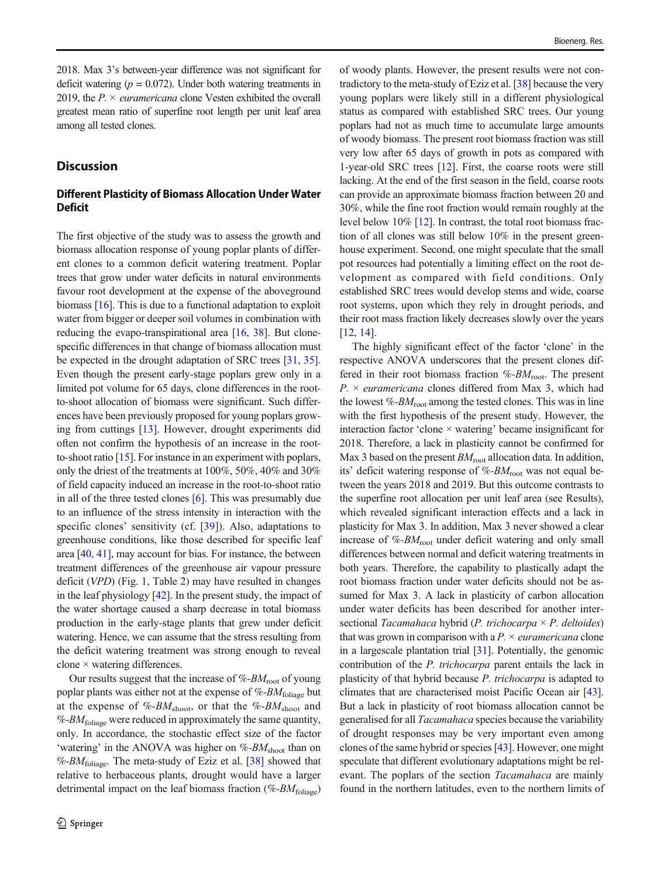2018. Max 3's between-year difference was not significant for deficit watering ($p = 0.072$). Under both watering treatments in 2019, the *P.* × *euramericana* clone Vesten exhibited the overall greatest mean ratio of superfine root length per unit leaf area among all tested clones.

## Discussion

### Different Plasticity of Biomass Allocation Under Water Deficit

The first objective of the study was to assess the growth and biomass allocation response of young poplar plants of different clones to a common deficit watering treatment. Poplar trees that grow under water deficits in natural environments favour root development at the expense of the aboveground biomass [16]. This is due to a functional adaptation to exploit water from bigger or deeper soil volumes in combination with reducing the evapo-transpirational area [16, 38]. But clone-specific differences in that change of biomass allocation must be expected in the drought adaptation of SRC trees [31, 35]. Even though the present early-stage poplars grew only in a limited pot volume for 65 days, clone differences in the root-to-shoot allocation of biomass were significant. Such differences have been previously proposed for young poplars growing from cuttings [13]. However, drought experiments did often not confirm the hypothesis of an increase in the root-to-shoot ratio [15]. For instance in an experiment with poplars, only the driest of the treatments at 100%, 50%, 40% and 30% of field capacity induced an increase in the root-to-shoot ratio in all of the three tested clones [6]. This was presumably due to an influence of the stress intensity in interaction with the specific clones' sensitivity (cf. [39]). Also, adaptations to greenhouse conditions, like those described for specific leaf area [40, 41], may account for bias. For instance, the between treatment differences of the greenhouse air vapour pressure deficit (*VPD*) (Fig. 1, Table 2) may have resulted in changes in the leaf physiology [42]. In the present study, the impact of the water shortage caused a sharp decrease in total biomass production in the early-stage plants that grew under deficit watering. Hence, we can assume that the stress resulting from the deficit watering treatment was strong enough to reveal clone × watering differences.

Our results suggest that the increase of $\%\text{-}BM_{root}$ of young poplar plants was either not at the expense of $\%\text{-}BM_{foliage}$ but at the expense of $\%\text{-}BM_{shoot}$, or that the $\%\text{-}BM_{shoot}$ and $\%\text{-}BM_{foliage}$ were reduced in approximately the same quantity, only. In accordance, the stochastic effect size of the factor 'watering' in the ANOVA was higher on $\%\text{-}BM_{shoot}$ than on $\%\text{-}BM_{foliage}$. The meta-study of Eziz et al. [38] showed that relative to herbaceous plants, drought would have a larger detrimental impact on the leaf biomass fraction ($\%\text{-}BM_{foliage}$) of woody plants. However, the present results were not contradictory to the meta-study of Eziz et al. [38] because the very young poplars were likely still in a different physiological status as compared with established SRC trees. Our young poplars had not as much time to accumulate large amounts of woody biomass. The present root biomass fraction was still very low after 65 days of growth in pots as compared with 1-year-old SRC trees [12]. First, the coarse roots were still lacking. At the end of the first season in the field, coarse roots can provide an approximate biomass fraction between 20 and 30%, while the fine root fraction would remain roughly at the level below 10% [12]. In contrast, the total root biomass fraction of all clones was still below 10% in the present greenhouse experiment. Second, one might speculate that the small pot resources had potentially a limiting effect on the root development as compared with field conditions. Only established SRC trees would develop stems and wide, coarse root systems, upon which they rely in drought periods, and their root mass fraction likely decreases slowly over the years [12, 14].

The highly significant effect of the factor 'clone' in the respective ANOVA underscores that the present clones differed in their root biomass fraction $\%\text{-}BM_{root}$. The present *P.* × *euramericana* clones differed from Max 3, which had the lowest $\%\text{-}BM_{root}$ among the tested clones. This was in line with the first hypothesis of the present study. However, the interaction factor 'clone × watering' became insignificant for 2018. Therefore, a lack in plasticity cannot be confirmed for Max 3 based on the present $BM_{root}$ allocation data. In addition, its' deficit watering response of $\%\text{-}BM_{root}$ was not equal between the years 2018 and 2019. But this outcome contrasts to the superfine root allocation per unit leaf area (see Results), which revealed significant interaction effects and a lack in plasticity for Max 3. In addition, Max 3 never showed a clear increase of $\%\text{-}BM_{root}$ under deficit watering and only small differences between normal and deficit watering treatments in both years. Therefore, the capability to plastically adapt the root biomass fraction under water deficits should not be assumed for Max 3. A lack in plasticity of carbon allocation under water deficits has been described for another intersectional *Tacamahaca* hybrid (*P. trichocarpa* × *P. deltoides*) that was grown in comparison with a *P.* × *euramericana* clone in a largescale plantation trial [31]. Potentially, the genomic contribution of the *P. trichocarpa* parent entails the lack in plasticity of that hybrid because *P. trichocarpa* is adapted to climates that are characterised moist Pacific Ocean air [43]. But a lack in plasticity of root biomass allocation cannot be generalised for all *Tacamahaca* species because the variability of drought responses may be very important even among clones of the same hybrid or species [43]. However, one might speculate that different evolutionary adaptations might be relevant. The poplars of the section *Tacamahaca* are mainly found in the northern latitudes, even to the northern limits of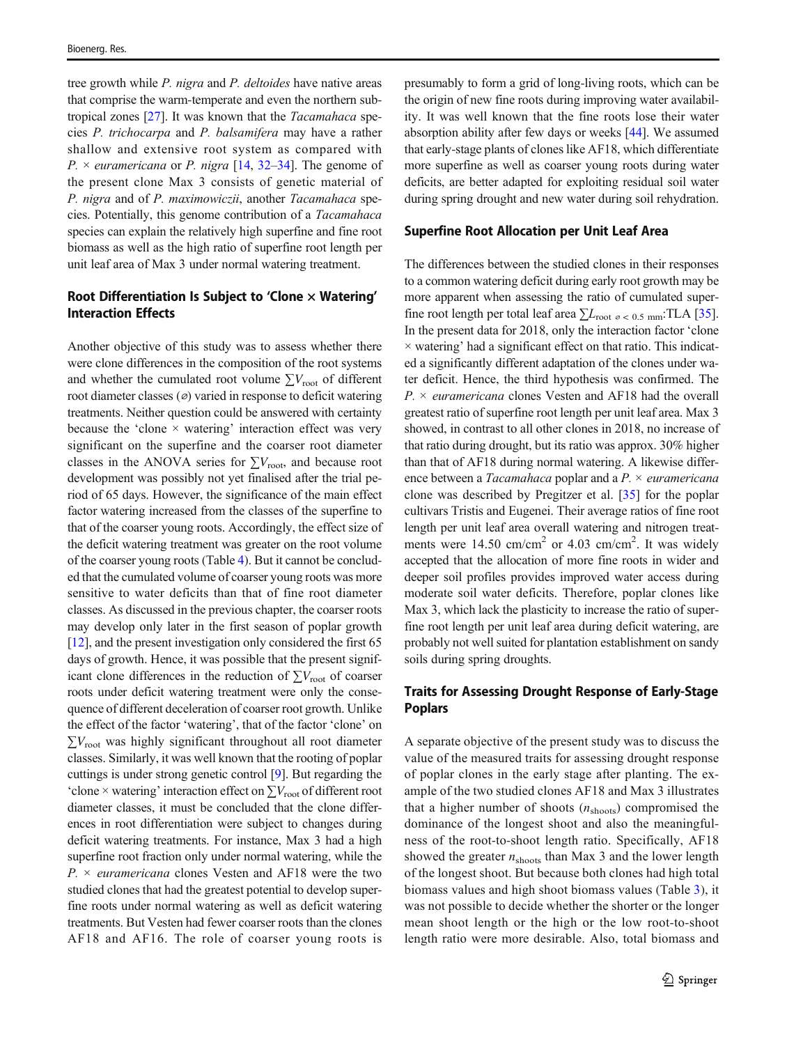tree growth while *P. nigra* and *P. deltoides* have native areas that comprise the warm-temperate and even the northern subtropical zones [27]. It was known that the *Tacamahaca* species *P. trichocarpa* and *P. balsamifera* may have a rather shallow and extensive root system as compared with *P.* × *euramericana* or *P. nigra* [14, 32–34]. The genome of the present clone Max 3 consists of genetic material of *P. nigra* and of *P. maximowiczii*, another *Tacamahaca* species. Potentially, this genome contribution of a *Tacamahaca* species can explain the relatively high superfine and fine root biomass as well as the high ratio of superfine root length per unit leaf area of Max 3 under normal watering treatment.

### Root Differentiation Is Subject to 'Clone × Watering' Interaction Effects

Another objective of this study was to assess whether there were clone differences in the composition of the root systems and whether the cumulated root volume $\sum V_{\text{root}}$ of different root diameter classes (⌀) varied in response to deficit watering treatments. Neither question could be answered with certainty because the 'clone × watering' interaction effect was very significant on the superfine and the coarser root diameter classes in the ANOVA series for $\sum V_{\text{root}}$, and because root development was possibly not yet finalised after the trial period of 65 days. However, the significance of the main effect factor watering increased from the classes of the superfine to that of the coarser young roots. Accordingly, the effect size of the deficit watering treatment was greater on the root volume of the coarser young roots (Table 4). But it cannot be concluded that the cumulated volume of coarser young roots was more sensitive to water deficits than that of fine root diameter classes. As discussed in the previous chapter, the coarser roots may develop only later in the first season of poplar growth [12], and the present investigation only considered the first 65 days of growth. Hence, it was possible that the present significant clone differences in the reduction of $\sum V_{\text{root}}$ of coarser roots under deficit watering treatment were only the consequence of different deceleration of coarser root growth. Unlike the effect of the factor 'watering', that of the factor 'clone' on $\sum V_{\text{root}}$ was highly significant throughout all root diameter classes. Similarly, it was well known that the rooting of poplar cuttings is under strong genetic control [9]. But regarding the 'clone × watering' interaction effect on $\sum V_{\text{root}}$ of different root diameter classes, it must be concluded that the clone differences in root differentiation were subject to changes during deficit watering treatments. For instance, Max 3 had a high superfine root fraction only under normal watering, while the *P.* × *euramericana* clones Vesten and AF18 were the two studied clones that had the greatest potential to develop superfine roots under normal watering as well as deficit watering treatments. But Vesten had fewer coarser roots than the clones AF18 and AF16. The role of coarser young roots is presumably to form a grid of long-living roots, which can be the origin of new fine roots during improving water availability. It was well known that the fine roots lose their water absorption ability after few days or weeks [44]. We assumed that early-stage plants of clones like AF18, which differentiate more superfine as well as coarser young roots during water deficits, are better adapted for exploiting residual soil water during spring drought and new water during soil rehydration.

### Superfine Root Allocation per Unit Leaf Area

The differences between the studied clones in their responses to a common watering deficit during early root growth may be more apparent when assessing the ratio of cumulated superfine root length per total leaf area $\sum L_{\text{root ⌀ < 0.5 mm}}$:TLA [35]. In the present data for 2018, only the interaction factor 'clone × watering' had a significant effect on that ratio. This indicated a significantly different adaptation of the clones under water deficit. Hence, the third hypothesis was confirmed. The *P.* × *euramericana* clones Vesten and AF18 had the overall greatest ratio of superfine root length per unit leaf area. Max 3 showed, in contrast to all other clones in 2018, no increase of that ratio during drought, but its ratio was approx. 30% higher than that of AF18 during normal watering. A likewise difference between a *Tacamahaca* poplar and a *P.* × *euramericana* clone was described by Pregitzer et al. [35] for the poplar cultivars Tristis and Eugenei. Their average ratios of fine root length per unit leaf area overall watering and nitrogen treatments were 14.50 cm/cm$^2$ or 4.03 cm/cm$^2$. It was widely accepted that the allocation of more fine roots in wider and deeper soil profiles provides improved water access during moderate soil water deficits. Therefore, poplar clones like Max 3, which lack the plasticity to increase the ratio of superfine root length per unit leaf area during deficit watering, are probably not well suited for plantation establishment on sandy soils during spring droughts.

### Traits for Assessing Drought Response of Early-Stage Poplars

A separate objective of the present study was to discuss the value of the measured traits for assessing drought response of poplar clones in the early stage after planting. The example of the two studied clones AF18 and Max 3 illustrates that a higher number of shoots ($n_{\text{shoots}}$) compromised the dominance of the longest shoot and also the meaningfulness of the root-to-shoot length ratio. Specifically, AF18 showed the greater $n_{\text{shoots}}$ than Max 3 and the lower length of the longest shoot. But because both clones had high total biomass values and high shoot biomass values (Table 3), it was not possible to decide whether the shorter or the longer mean shoot length or the high or the low root-to-shoot length ratio were more desirable. Also, total biomass and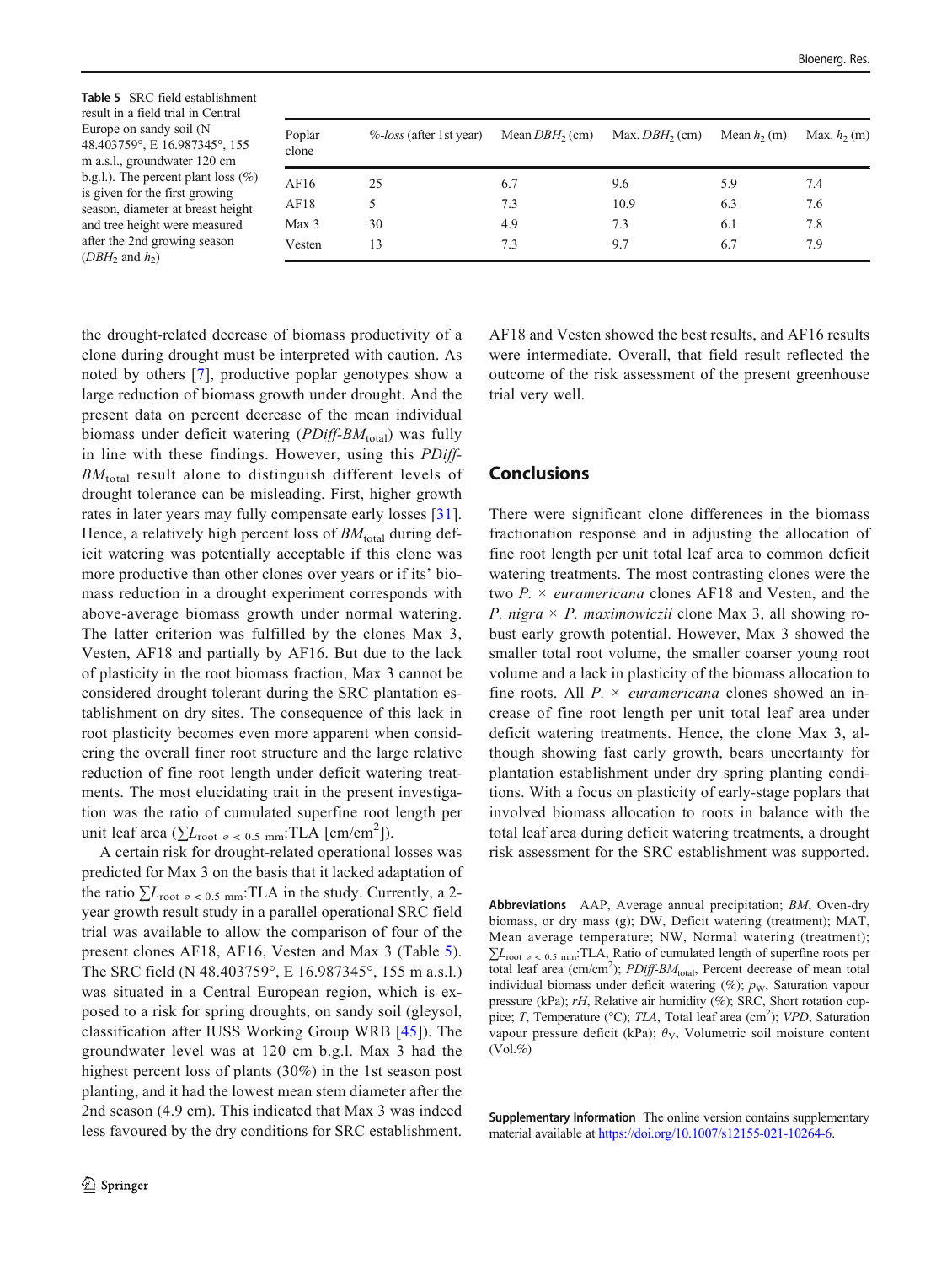**Table 5** SRC field establishment result in a field trial in Central Europe on sandy soil (N 48.403759°, E 16.987345°, 155 m a.s.l., groundwater 120 cm b.g.l.). The percent plant loss (%) is given for the first growing season, diameter at breast height and tree height were measured after the 2nd growing season ($DBH_2$ and $h_2$)

| Poplar clone | *%-loss* (after 1st year) | Mean $DBH_2$ (cm) | Max. $DBH_2$ (cm) | Mean $h_2$ (m) | Max. $h_2$ (m) |
|---|---|---|---|---|---|
| AF16 | 25 | 6.7 | 9.6 | 5.9 | 7.4 |
| AF18 | 5 | 7.3 | 10.9 | 6.3 | 7.6 |
| Max 3 | 30 | 4.9 | 7.3 | 6.1 | 7.8 |
| Vesten | 13 | 7.3 | 9.7 | 6.7 | 7.9 |

the drought-related decrease of biomass productivity of a clone during drought must be interpreted with caution. As noted by others [7], productive poplar genotypes show a large reduction of biomass growth under drought. And the present data on percent decrease of the mean individual biomass under deficit watering ($PDiff\text{-}BM_{total}$) was fully in line with these findings. However, using this $PDiff\text{-}BM_{total}$ result alone to distinguish different levels of drought tolerance can be misleading. First, higher growth rates in later years may fully compensate early losses [31]. Hence, a relatively high percent loss of $BM_{total}$ during deficit watering was potentially acceptable if this clone was more productive than other clones over years or if its' biomass reduction in a drought experiment corresponds with above-average biomass growth under normal watering. The latter criterion was fulfilled by the clones Max 3, Vesten, AF18 and partially by AF16. But due to the lack of plasticity in the root biomass fraction, Max 3 cannot be considered drought tolerant during the SRC plantation establishment on dry sites. The consequence of this lack in root plasticity becomes even more apparent when considering the overall finer root structure and the large relative reduction of fine root length under deficit watering treatments. The most elucidating trait in the present investigation was the ratio of cumulated superfine root length per unit leaf area ($\sum L_{root\ \varnothing < 0.5\ mm}$:TLA [cm/cm$^2$]).

A certain risk for drought-related operational losses was predicted for Max 3 on the basis that it lacked adaptation of the ratio $\sum L_{root\ \varnothing < 0.5\ mm}$:TLA in the study. Currently, a 2-year growth result study in a parallel operational SRC field trial was available to allow the comparison of four of the present clones AF18, AF16, Vesten and Max 3 (Table 5). The SRC field (N 48.403759°, E 16.987345°, 155 m a.s.l.) was situated in a Central European region, which is exposed to a risk for spring droughts, on sandy soil (gleysol, classification after IUSS Working Group WRB [45]). The groundwater level was at 120 cm b.g.l. Max 3 had the highest percent loss of plants (30%) in the 1st season post planting, and it had the lowest mean stem diameter after the 2nd season (4.9 cm). This indicated that Max 3 was indeed less favoured by the dry conditions for SRC establishment. AF18 and Vesten showed the best results, and AF16 results were intermediate. Overall, that field result reflected the outcome of the risk assessment of the present greenhouse trial very well.

## Conclusions

There were significant clone differences in the biomass fractionation response and in adjusting the allocation of fine root length per unit total leaf area to common deficit watering treatments. The most contrasting clones were the two *P.* × *euramericana* clones AF18 and Vesten, and the *P. nigra* × *P. maximowiczii* clone Max 3, all showing robust early growth potential. However, Max 3 showed the smaller total root volume, the smaller coarser young root volume and a lack in plasticity of the biomass allocation to fine roots. All *P.* × *euramericana* clones showed an increase of fine root length per unit total leaf area under deficit watering treatments. Hence, the clone Max 3, although showing fast early growth, bears uncertainty for plantation establishment under dry spring planting conditions. With a focus on plasticity of early-stage poplars that involved biomass allocation to roots in balance with the total leaf area during deficit watering treatments, a drought risk assessment for the SRC establishment was supported.

**Abbreviations** AAP, Average annual precipitation; *BM*, Oven-dry biomass, or dry mass (g); DW, Deficit watering (treatment); MAT, Mean average temperature; NW, Normal watering (treatment); $\sum L_{root\ \varnothing < 0.5\ mm}$:TLA, Ratio of cumulated length of superfine roots per total leaf area (cm/cm$^2$); $PDiff\text{-}BM_{total}$, Percent decrease of mean total individual biomass under deficit watering (%); $p_W$, Saturation vapour pressure (kPa); *rH*, Relative air humidity (%); SRC, Short rotation coppice; *T*, Temperature (°C); *TLA*, Total leaf area (cm$^2$); *VPD*, Saturation vapour pressure deficit (kPa); $\theta_V$, Volumetric soil moisture content (Vol.%)

**Supplementary Information** The online version contains supplementary material available at https://doi.org/10.1007/s12155-021-10264-6.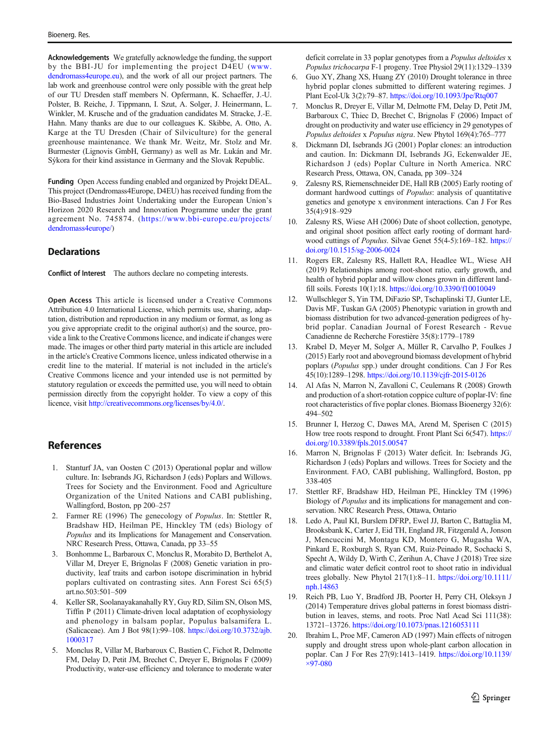**Acknowledgements** We gratefully acknowledge the funding, the support by the BBI-JU for implementing the project D4EU (www.dendromass4europe.eu), and the work of all our project partners. The lab work and greenhouse control were only possible with the great help of our TU Dresden staff members N. Opfermann, K. Schaeffer, J.-U. Polster, B. Reiche, J. Tippmann, I. Szut, A. Solger, J. Heinermann, L. Winkler, M. Krusche and of the graduation candidates M. Stracke, J.-E. Hahn. Many thanks are due to our colleagues K. Skibbe, A. Otto, A. Karge at the TU Dresden (Chair of Silviculture) for the general greenhouse maintenance. We thank Mr. Weitz, Mr. Stolz and Mr. Burmester (Lignovis GmbH, Germany) as well as Mr. Lukán and Mr. Sýkora for their kind assistance in Germany and the Slovak Republic.

**Funding** Open Access funding enabled and organized by Projekt DEAL. This project (Dendromass4Europe, D4EU) has received funding from the Bio-Based Industries Joint Undertaking under the European Union's Horizon 2020 Research and Innovation Programme under the grant agreement No. 745874. (https://www.bbi-europe.eu/projects/dendromass4europe/)

## Declarations

**Conflict of Interest** The authors declare no competing interests.

**Open Access** This article is licensed under a Creative Commons Attribution 4.0 International License, which permits use, sharing, adaptation, distribution and reproduction in any medium or format, as long as you give appropriate credit to the original author(s) and the source, provide a link to the Creative Commons licence, and indicate if changes were made. The images or other third party material in this article are included in the article's Creative Commons licence, unless indicated otherwise in a credit line to the material. If material is not included in the article's Creative Commons licence and your intended use is not permitted by statutory regulation or exceeds the permitted use, you will need to obtain permission directly from the copyright holder. To view a copy of this licence, visit http://creativecommons.org/licenses/by/4.0/.

## References

1. Stanturf JA, van Oosten C (2013) Operational poplar and willow culture. In: Isebrands JG, Richardson J (eds) Poplars and Willows. Trees for Society and the Environment. Food and Agriculture Organization of the United Nations and CABI publishing, Wallingford, Boston, pp 200–257
2. Farmer RE (1996) The genecology of *Populus*. In: Stettler R, Bradshaw HD, Heilman PE, Hinckley TM (eds) Biology of *Populus* and its Implications for Management and Conservation. NRC Research Press, Ottawa, Canada, pp 33–55
3. Bonhomme L, Barbaroux C, Monclus R, Morabito D, Berthelot A, Villar M, Dreyer E, Brignolas F (2008) Genetic variation in productivity, leaf traits and carbon isotope discrimination in hybrid poplars cultivated on contrasting sites. Ann Forest Sci 65(5) art.no.503:501–509
4. Keller SR, Soolanayakanahally RY, Guy RD, Silim SN, Olson MS, Tiffin P (2011) Climate-driven local adaptation of ecophysiology and phenology in balsam poplar, Populus balsamifera L. (Salicaceae). Am J Bot 98(1):99–108. https://doi.org/10.3732/ajb.1000317
5. Monclus R, Villar M, Barbaroux C, Bastien C, Fichot R, Delmotte FM, Delay D, Petit JM, Brechet C, Dreyer E, Brignolas F (2009) Productivity, water-use efficiency and tolerance to moderate water deficit correlate in 33 poplar genotypes from a *Populus deltoides* x *Populus trichocarpa* F-1 progeny. Tree Physiol 29(11):1329–1339
6. Guo XY, Zhang XS, Huang ZY (2010) Drought tolerance in three hybrid poplar clones submitted to different watering regimes. J Plant Ecol-Uk 3(2):79–87. https://doi.org/10.1093/Jpe/Rtq007
7. Monclus R, Dreyer E, Villar M, Delmotte FM, Delay D, Petit JM, Barbaroux C, Thiec D, Brechet C, Brignolas F (2006) Impact of drought on productivity and water use efficiency in 29 genotypes of *Populus deltoides* x *Populus nigra*. New Phytol 169(4):765–777
8. Dickmann DI, Isebrands JG (2001) Poplar clones: an introduction and caution. In: Dickmann DI, Isebrands JG, Eckenwalder JE, Richardson J (eds) Poplar Culture in North America. NRC Research Press, Ottawa, ON, Canada, pp 309–324
9. Zalesny RS, Riemenschneider DE, Hall RB (2005) Early rooting of dormant hardwood cuttings of *Populus*: analysis of quantitative genetics and genotype x environment interactions. Can J For Res 35(4):918–929
10. Zalesny RS, Wiese AH (2006) Date of shoot collection, genotype, and original shoot position affect early rooting of dormant hardwood cuttings of *Populus*. Silvae Genet 55(4-5):169–182. https://doi.org/10.1515/sg-2006-0024
11. Rogers ER, Zalesny RS, Hallett RA, Headlee WL, Wiese AH (2019) Relationships among root-shoot ratio, early growth, and health of hybrid poplar and willow clones grown in different landfill soils. Forests 10(1):18. https://doi.org/10.3390/f10010049
12. Wullschleger S, Yin TM, DiFazio SP, Tschaplinski TJ, Gunter LE, Davis MF, Tuskan GA (2005) Phenotypic variation in growth and biomass distribution for two advanced-generation pedigrees of hybrid poplar. Canadian Journal of Forest Research - Revue Canadienne de Recherche Forestière 35(8):1779–1789
13. Krabel D, Meyer M, Solger A, Müller R, Carvalho P, Foulkes J (2015) Early root and aboveground biomass development of hybrid poplars (*Populus* spp.) under drought conditions. Can J For Res 45(10):1289–1298. https://doi.org/10.1139/cjfr-2015-0126
14. Al Afas N, Marron N, Zavalloni C, Ceulemans R (2008) Growth and production of a short-rotation coppice culture of poplar-IV: fine root characteristics of five poplar clones. Biomass Bioenergy 32(6): 494–502
15. Brunner I, Herzog C, Dawes MA, Arend M, Sperisen C (2015) How tree roots respond to drought. Front Plant Sci 6(547). https://doi.org/10.3389/fpls.2015.00547
16. Marron N, Brignolas F (2013) Water deficit. In: Isebrands JG, Richardson J (eds) Poplars and willows. Trees for Society and the Environment. FAO, CABI publishing, Wallingford, Boston, pp 338-405
17. Stettler RF, Bradshaw HD, Heilman PE, Hinckley TM (1996) Biology of *Populus* and its implications for management and conservation. NRC Research Press, Ottawa, Ontario
18. Ledo A, Paul KI, Burslem DFRP, Ewel JJ, Barton C, Battaglia M, Brooksbank K, Carter J, Eid TH, England JR, Fitzgerald A, Jonson J, Mencuccini M, Montagu KD, Montero G, Mugasha WA, Pinkard E, Roxburgh S, Ryan CM, Ruiz-Peinado R, Sochacki S, Specht A, Wildy D, Wirth C, Zerihun A, Chave J (2018) Tree size and climatic water deficit control root to shoot ratio in individual trees globally. New Phytol 217(1):8–11. https://doi.org/10.1111/nph.14863
19. Reich PB, Luo Y, Bradford JB, Poorter H, Perry CH, Oleksyn J (2014) Temperature drives global patterns in forest biomass distribution in leaves, stems, and roots. Proc Natl Acad Sci 111(38): 13721–13726. https://doi.org/10.1073/pnas.1216053111
20. Ibrahim L, Proe MF, Cameron AD (1997) Main effects of nitrogen supply and drought stress upon whole-plant carbon allocation in poplar. Can J For Res 27(9):1413–1419. https://doi.org/10.1139/x97-080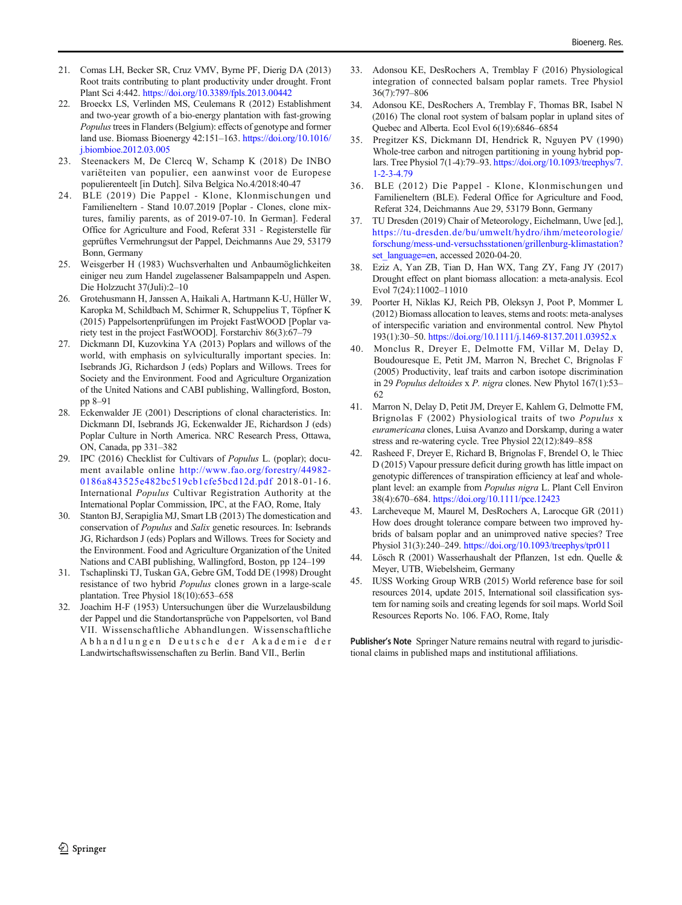21. Comas LH, Becker SR, Cruz VMV, Byrne PF, Dierig DA (2013) Root traits contributing to plant productivity under drought. Front Plant Sci 4:442. https://doi.org/10.3389/fpls.2013.00442
22. Broeckx LS, Verlinden MS, Ceulemans R (2012) Establishment and two-year growth of a bio-energy plantation with fast-growing *Populus* trees in Flanders (Belgium): effects of genotype and former land use. Biomass Bioenergy 42:151–163. https://doi.org/10.1016/j.biombioe.2012.03.005
23. Steenackers M, De Clercq W, Schamp K (2018) De INBO variëteiten van populier, een aanwinst voor de Europese populierenteelt [in Dutch]. Silva Belgica No.4/2018:40-47
24. BLE (2019) Die Pappel - Klone, Klonmischungen und Familieneltern - Stand 10.07.2019 [Poplar - Clones, clone mixtures, familiy parents, as of 2019-07-10. In German]. Federal Office for Agriculture and Food, Referat 331 - Registerstelle für geprüftes Vermehrungsgut der Pappel, Deichmanns Aue 29, 53179 Bonn, Germany
25. Weisgerber H (1983) Wuchsverhalten und Anbaumöglichkeiten einiger neu zum Handel zugelassener Balsampappeln und Aspen. Die Holzzucht 37(Juli):2–10
26. Grotehusmann H, Janssen A, Haikali A, Hartmann K-U, Hüller W, Karopka M, Schildbach M, Schirmer R, Schuppelius T, Töpfner K (2015) Pappelsortenprüfungen im Projekt FastWOOD [Poplar variety test in the project FastWOOD]. Forstarchiv 86(3):67–79
27. Dickmann DI, Kuzovkina YA (2013) Poplars and willows of the world, with emphasis on sylviculturally important species. In: Isebrands JG, Richardson J (eds) Poplars and Willows. Trees for Society and the Environment. Food and Agriculture Organization of the United Nations and CABI publishing, Wallingford, Boston, pp 8–91
28. Eckenwalder JE (2001) Descriptions of clonal characteristics. In: Dickmann DI, Isebrands JG, Eckenwalder JE, Richardson J (eds) Poplar Culture in North America. NRC Research Press, Ottawa, ON, Canada, pp 331–382
29. IPC (2016) Checklist for Cultivars of *Populus* L. (poplar); document available online http://www.fao.org/forestry/44982-0186a843525e482bc519cb1cfe5bcd12d.pdf 2018-01-16. International *Populus* Cultivar Registration Authority at the International Poplar Commission, IPC, at the FAO, Rome, Italy
30. Stanton BJ, Serapiglia MJ, Smart LB (2013) The domestication and conservation of *Populus* and *Salix* genetic resources. In: Isebrands JG, Richardson J (eds) Poplars and Willows. Trees for Society and the Environment. Food and Agriculture Organization of the United Nations and CABI publishing, Wallingford, Boston, pp 124–199
31. Tschaplinski TJ, Tuskan GA, Gebre GM, Todd DE (1998) Drought resistance of two hybrid *Populus* clones grown in a large-scale plantation. Tree Physiol 18(10):653–658
32. Joachim H-F (1953) Untersuchungen über die Wurzelausbildung der Pappel und die Standortansprüche von Pappelsorten, vol Band VII. Wissenschaftliche Abhandlungen. Wissenschaftliche Abhandlungen Deutsche der Akademie der Landwirtschaftswissenschaften zu Berlin. Band VII., Berlin
33. Adonsou KE, DesRochers A, Tremblay F (2016) Physiological integration of connected balsam poplar ramets. Tree Physiol 36(7):797–806
34. Adonsou KE, DesRochers A, Tremblay F, Thomas BR, Isabel N (2016) The clonal root system of balsam poplar in upland sites of Quebec and Alberta. Ecol Evol 6(19):6846–6854
35. Pregitzer KS, Dickmann DI, Hendrick R, Nguyen PV (1990) Whole-tree carbon and nitrogen partitioning in young hybrid poplars. Tree Physiol 7(1-4):79–93. https://doi.org/10.1093/treephys/7.1-2-3-4.79
36. BLE (2012) Die Pappel - Klone, Klonmischungen und Familieneltern (BLE). Federal Office for Agriculture and Food, Referat 324, Deichmanns Aue 29, 53179 Bonn, Germany
37. TU Dresden (2019) Chair of Meteorology, Eichelmann, Uwe [ed.], https://tu-dresden.de/bu/umwelt/hydro/ihm/meteorologie/forschung/mess-und-versuchsstationen/grillenburg-klimastation?set_language=en, accessed 2020-04-20.
38. Eziz A, Yan ZB, Tian D, Han WX, Tang ZY, Fang JY (2017) Drought effect on plant biomass allocation: a meta-analysis. Ecol Evol 7(24):11002–11010
39. Poorter H, Niklas KJ, Reich PB, Oleksyn J, Poot P, Mommer L (2012) Biomass allocation to leaves, stems and roots: meta-analyses of interspecific variation and environmental control. New Phytol 193(1):30–50. https://doi.org/10.1111/j.1469-8137.2011.03952.x
40. Monclus R, Dreyer E, Delmotte FM, Villar M, Delay D, Boudouresque E, Petit JM, Marron N, Brechet C, Brignolas F (2005) Productivity, leaf traits and carbon isotope discrimination in 29 *Populus deltoides* x *P. nigra* clones. New Phytol 167(1):53–62
41. Marron N, Delay D, Petit JM, Dreyer E, Kahlem G, Delmotte FM, Brignolas F (2002) Physiological traits of two *Populus* x *euramericana* clones, Luisa Avanzo and Dorskamp, during a water stress and re-watering cycle. Tree Physiol 22(12):849–858
42. Rasheed F, Dreyer E, Richard B, Brignolas F, Brendel O, le Thiec D (2015) Vapour pressure deficit during growth has little impact on genotypic differences of transpiration efficiency at leaf and whole-plant level: an example from *Populus nigra* L. Plant Cell Environ 38(4):670–684. https://doi.org/10.1111/pce.12423
43. Larcheveque M, Maurel M, DesRochers A, Larocque GR (2011) How does drought tolerance compare between two improved hybrids of balsam poplar and an unimproved native species? Tree Physiol 31(3):240–249. https://doi.org/10.1093/treephys/tpr011
44. Lösch R (2001) Wasserhaushalt der Pflanzen, 1st edn. Quelle & Meyer, UTB, Wiebelsheim, Germany
45. IUSS Working Group WRB (2015) World reference base for soil resources 2014, update 2015, International soil classification system for naming soils and creating legends for soil maps. World Soil Resources Reports No. 106. FAO, Rome, Italy

**Publisher's Note** Springer Nature remains neutral with regard to jurisdictional claims in published maps and institutional affiliations.